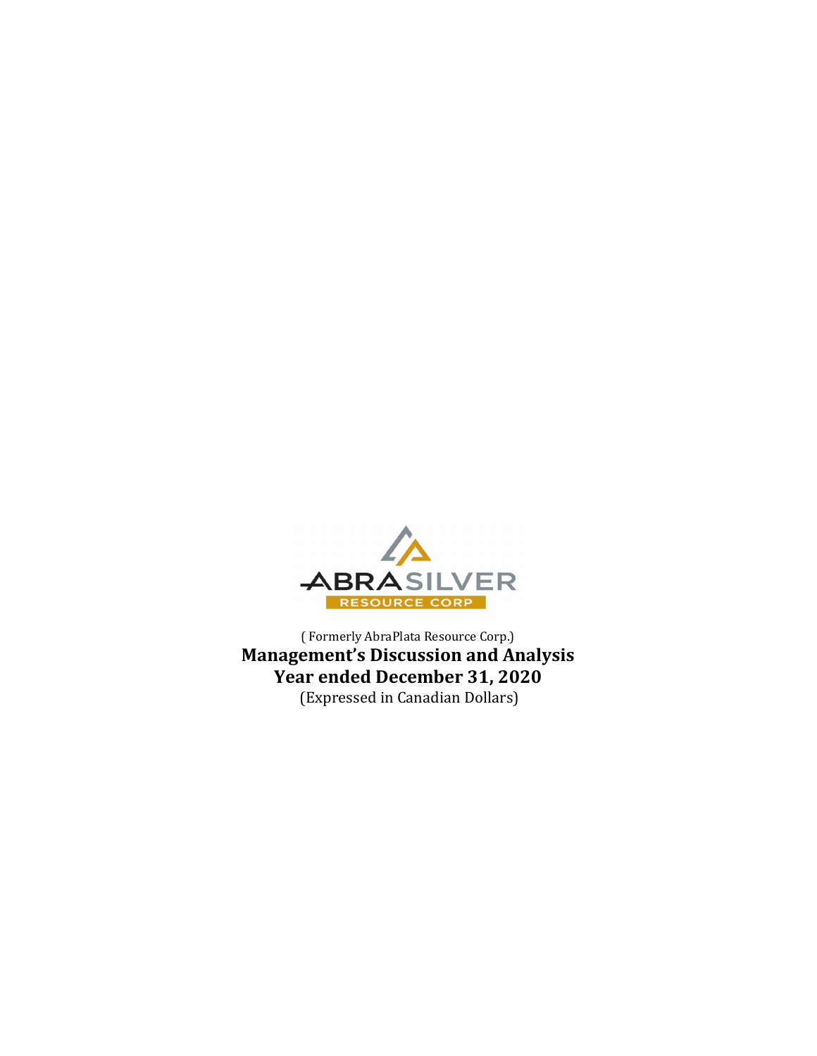ABRASILVER
RESOURCE CORP

( Formerly AbraPlata Resource Corp.)

# Management's Discussion and Analysis
# Year ended December 31, 2020

(Expressed in Canadian Dollars)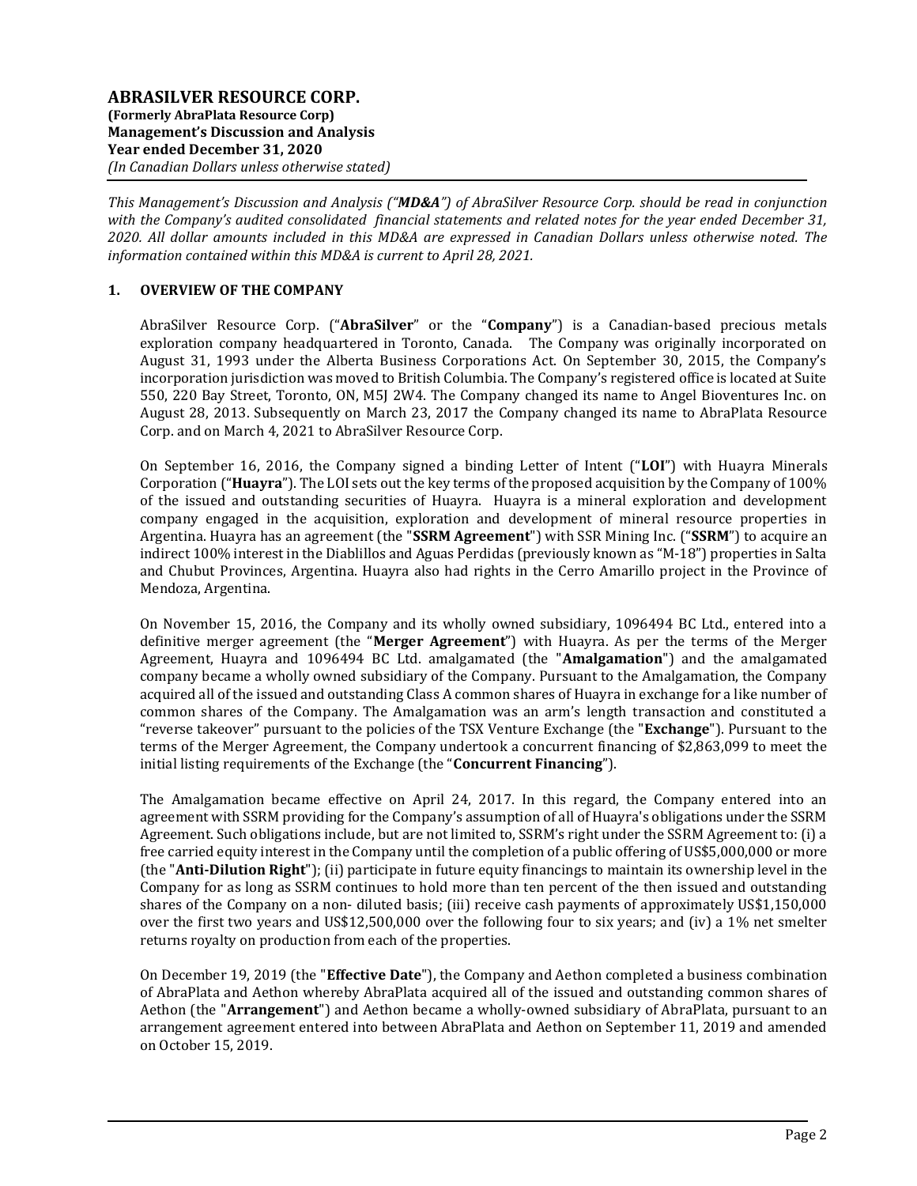# ABRASILVER RESOURCE CORP.

**(Formerly AbraPlata Resource Corp)**
**Management's Discussion and Analysis**
**Year ended December 31, 2020**
*(In Canadian Dollars unless otherwise stated)*

*This Management's Discussion and Analysis ("**MD&A**") of AbraSilver Resource Corp. should be read in conjunction with the Company's audited consolidated financial statements and related notes for the year ended December 31, 2020. All dollar amounts included in this MD&A are expressed in Canadian Dollars unless otherwise noted. The information contained within this MD&A is current to April 28, 2021.*

## 1. OVERVIEW OF THE COMPANY

AbraSilver Resource Corp. ("**AbraSilver**" or the "**Company**") is a Canadian-based precious metals exploration company headquartered in Toronto, Canada. The Company was originally incorporated on August 31, 1993 under the Alberta Business Corporations Act. On September 30, 2015, the Company's incorporation jurisdiction was moved to British Columbia. The Company's registered office is located at Suite 550, 220 Bay Street, Toronto, ON, M5J 2W4. The Company changed its name to Angel Bioventures Inc. on August 28, 2013. Subsequently on March 23, 2017 the Company changed its name to AbraPlata Resource Corp. and on March 4, 2021 to AbraSilver Resource Corp.

On September 16, 2016, the Company signed a binding Letter of Intent ("**LOI**") with Huayra Minerals Corporation ("**Huayra**"). The LOI sets out the key terms of the proposed acquisition by the Company of 100% of the issued and outstanding securities of Huayra. Huayra is a mineral exploration and development company engaged in the acquisition, exploration and development of mineral resource properties in Argentina. Huayra has an agreement (the "**SSRM Agreement**") with SSR Mining Inc. ("**SSRM**") to acquire an indirect 100% interest in the Diablillos and Aguas Perdidas (previously known as "M-18") properties in Salta and Chubut Provinces, Argentina. Huayra also had rights in the Cerro Amarillo project in the Province of Mendoza, Argentina.

On November 15, 2016, the Company and its wholly owned subsidiary, 1096494 BC Ltd., entered into a definitive merger agreement (the "**Merger Agreement**") with Huayra. As per the terms of the Merger Agreement, Huayra and 1096494 BC Ltd. amalgamated (the "**Amalgamation**") and the amalgamated company became a wholly owned subsidiary of the Company. Pursuant to the Amalgamation, the Company acquired all of the issued and outstanding Class A common shares of Huayra in exchange for a like number of common shares of the Company. The Amalgamation was an arm's length transaction and constituted a "reverse takeover" pursuant to the policies of the TSX Venture Exchange (the "**Exchange**"). Pursuant to the terms of the Merger Agreement, the Company undertook a concurrent financing of $2,863,099 to meet the initial listing requirements of the Exchange (the "**Concurrent Financing**").

The Amalgamation became effective on April 24, 2017. In this regard, the Company entered into an agreement with SSRM providing for the Company's assumption of all of Huayra's obligations under the SSRM Agreement. Such obligations include, but are not limited to, SSRM's right under the SSRM Agreement to: (i) a free carried equity interest in the Company until the completion of a public offering of US$5,000,000 or more (the "**Anti-Dilution Right**"); (ii) participate in future equity financings to maintain its ownership level in the Company for as long as SSRM continues to hold more than ten percent of the then issued and outstanding shares of the Company on a non- diluted basis; (iii) receive cash payments of approximately US$1,150,000 over the first two years and US$12,500,000 over the following four to six years; and (iv) a 1% net smelter returns royalty on production from each of the properties.

On December 19, 2019 (the "**Effective Date**"), the Company and Aethon completed a business combination of AbraPlata and Aethon whereby AbraPlata acquired all of the issued and outstanding common shares of Aethon (the "**Arrangement**") and Aethon became a wholly-owned subsidiary of AbraPlata, pursuant to an arrangement agreement entered into between AbraPlata and Aethon on September 11, 2019 and amended on October 15, 2019.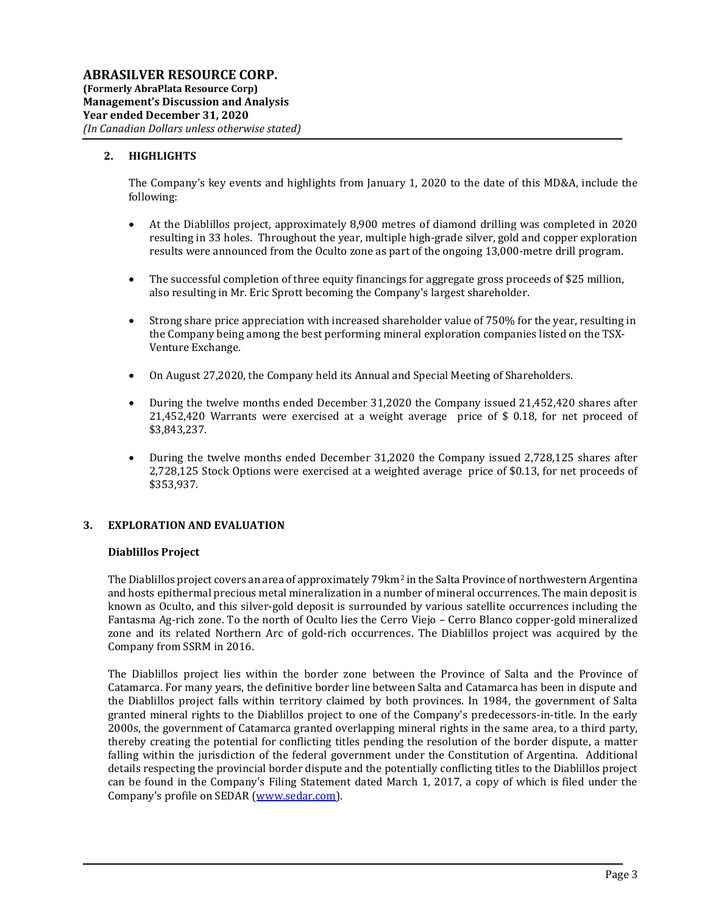## 2. HIGHLIGHTS

The Company's key events and highlights from January 1, 2020 to the date of this MD&A, include the following:

- At the Diablillos project, approximately 8,900 metres of diamond drilling was completed in 2020 resulting in 33 holes. Throughout the year, multiple high-grade silver, gold and copper exploration results were announced from the Oculto zone as part of the ongoing 13,000-metre drill program.
- The successful completion of three equity financings for aggregate gross proceeds of $25 million, also resulting in Mr. Eric Sprott becoming the Company's largest shareholder.
- Strong share price appreciation with increased shareholder value of 750% for the year, resulting in the Company being among the best performing mineral exploration companies listed on the TSX-Venture Exchange.
- On August 27,2020, the Company held its Annual and Special Meeting of Shareholders.
- During the twelve months ended December 31,2020 the Company issued 21,452,420 shares after 21,452,420 Warrants were exercised at a weight average price of $ 0.18, for net proceed of $3,843,237.
- During the twelve months ended December 31,2020 the Company issued 2,728,125 shares after 2,728,125 Stock Options were exercised at a weighted average price of $0.13, for net proceeds of $353,937.

## 3. EXPLORATION AND EVALUATION

### Diablillos Project

The Diablillos project covers an area of approximately 79km$^2$ in the Salta Province of northwestern Argentina and hosts epithermal precious metal mineralization in a number of mineral occurrences. The main deposit is known as Oculto, and this silver-gold deposit is surrounded by various satellite occurrences including the Fantasma Ag-rich zone. To the north of Oculto lies the Cerro Viejo – Cerro Blanco copper-gold mineralized zone and its related Northern Arc of gold-rich occurrences. The Diablillos project was acquired by the Company from SSRM in 2016.

The Diablillos project lies within the border zone between the Province of Salta and the Province of Catamarca. For many years, the definitive border line between Salta and Catamarca has been in dispute and the Diablillos project falls within territory claimed by both provinces. In 1984, the government of Salta granted mineral rights to the Diablillos project to one of the Company's predecessors-in-title. In the early 2000s, the government of Catamarca granted overlapping mineral rights in the same area, to a third party, thereby creating the potential for conflicting titles pending the resolution of the border dispute, a matter falling within the jurisdiction of the federal government under the Constitution of Argentina. Additional details respecting the provincial border dispute and the potentially conflicting titles to the Diablillos project can be found in the Company's Filing Statement dated March 1, 2017, a copy of which is filed under the Company's profile on SEDAR (www.sedar.com).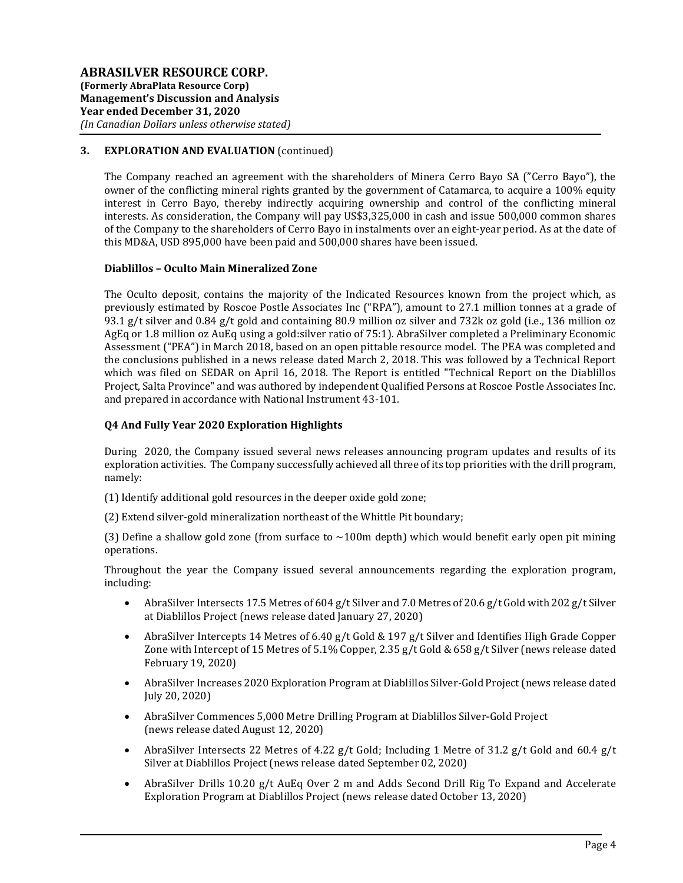## 3. EXPLORATION AND EVALUATION (continued)

The Company reached an agreement with the shareholders of Minera Cerro Bayo SA ("Cerro Bayo"), the owner of the conflicting mineral rights granted by the government of Catamarca, to acquire a 100% equity interest in Cerro Bayo, thereby indirectly acquiring ownership and control of the conflicting mineral interests. As consideration, the Company will pay US$3,325,000 in cash and issue 500,000 common shares of the Company to the shareholders of Cerro Bayo in instalments over an eight-year period. As at the date of this MD&A, USD 895,000 have been paid and 500,000 shares have been issued.

### Diablillos – Oculto Main Mineralized Zone

The Oculto deposit, contains the majority of the Indicated Resources known from the project which, as previously estimated by Roscoe Postle Associates Inc ("RPA"), amount to 27.1 million tonnes at a grade of 93.1 g/t silver and 0.84 g/t gold and containing 80.9 million oz silver and 732k oz gold (i.e., 136 million oz AgEq or 1.8 million oz AuEq using a gold:silver ratio of 75:1). AbraSilver completed a Preliminary Economic Assessment ("PEA") in March 2018, based on an open pittable resource model. The PEA was completed and the conclusions published in a news release dated March 2, 2018. This was followed by a Technical Report which was filed on SEDAR on April 16, 2018. The Report is entitled "Technical Report on the Diablillos Project, Salta Province" and was authored by independent Qualified Persons at Roscoe Postle Associates Inc. and prepared in accordance with National Instrument 43-101.

### Q4 And Fully Year 2020 Exploration Highlights

During 2020, the Company issued several news releases announcing program updates and results of its exploration activities. The Company successfully achieved all three of its top priorities with the drill program, namely:

(1) Identify additional gold resources in the deeper oxide gold zone;

(2) Extend silver-gold mineralization northeast of the Whittle Pit boundary;

(3) Define a shallow gold zone (from surface to ~100m depth) which would benefit early open pit mining operations.

Throughout the year the Company issued several announcements regarding the exploration program, including:

- AbraSilver Intersects 17.5 Metres of 604 g/t Silver and 7.0 Metres of 20.6 g/t Gold with 202 g/t Silver at Diablillos Project (news release dated January 27, 2020)
- AbraSilver Intercepts 14 Metres of 6.40 g/t Gold & 197 g/t Silver and Identifies High Grade Copper Zone with Intercept of 15 Metres of 5.1% Copper, 2.35 g/t Gold & 658 g/t Silver (news release dated February 19, 2020)
- AbraSilver Increases 2020 Exploration Program at Diablillos Silver-Gold Project (news release dated July 20, 2020)
- AbraSilver Commences 5,000 Metre Drilling Program at Diablillos Silver-Gold Project (news release dated August 12, 2020)
- AbraSilver Intersects 22 Metres of 4.22 g/t Gold; Including 1 Metre of 31.2 g/t Gold and 60.4 g/t Silver at Diablillos Project (news release dated September 02, 2020)
- AbraSilver Drills 10.20 g/t AuEq Over 2 m and Adds Second Drill Rig To Expand and Accelerate Exploration Program at Diablillos Project (news release dated October 13, 2020)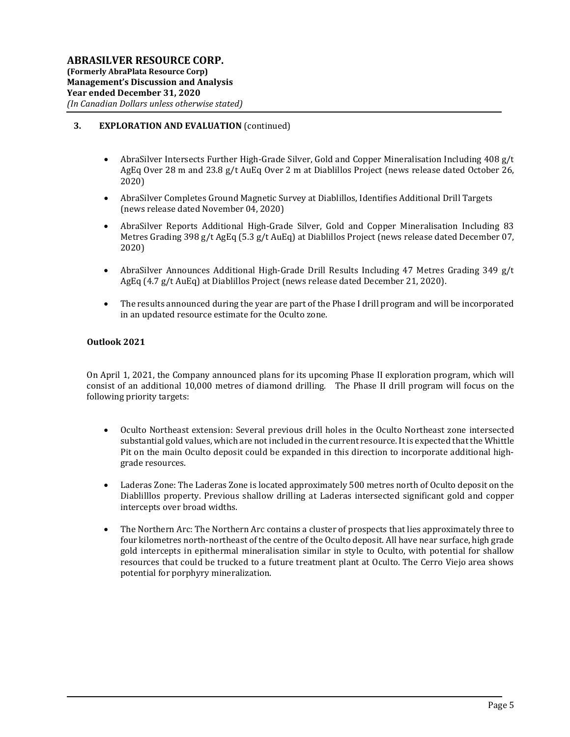## 3. EXPLORATION AND EVALUATION (continued)

- AbraSilver Intersects Further High-Grade Silver, Gold and Copper Mineralisation Including 408 g/t AgEq Over 28 m and 23.8 g/t AuEq Over 2 m at Diablillos Project (news release dated October 26, 2020)
- AbraSilver Completes Ground Magnetic Survey at Diablillos, Identifies Additional Drill Targets (news release dated November 04, 2020)
- AbraSilver Reports Additional High-Grade Silver, Gold and Copper Mineralisation Including 83 Metres Grading 398 g/t AgEq (5.3 g/t AuEq) at Diablillos Project (news release dated December 07, 2020)
- AbraSilver Announces Additional High-Grade Drill Results Including 47 Metres Grading 349 g/t AgEq (4.7 g/t AuEq) at Diablillos Project (news release dated December 21, 2020).
- The results announced during the year are part of the Phase I drill program and will be incorporated in an updated resource estimate for the Oculto zone.

### Outlook 2021

On April 1, 2021, the Company announced plans for its upcoming Phase II exploration program, which will consist of an additional 10,000 metres of diamond drilling. The Phase II drill program will focus on the following priority targets:

- Oculto Northeast extension: Several previous drill holes in the Oculto Northeast zone intersected substantial gold values, which are not included in the current resource. It is expected that the Whittle Pit on the main Oculto deposit could be expanded in this direction to incorporate additional high-grade resources.
- Laderas Zone: The Laderas Zone is located approximately 500 metres north of Oculto deposit on the Diablilllos property. Previous shallow drilling at Laderas intersected significant gold and copper intercepts over broad widths.
- The Northern Arc: The Northern Arc contains a cluster of prospects that lies approximately three to four kilometres north-northeast of the centre of the Oculto deposit. All have near surface, high grade gold intercepts in epithermal mineralisation similar in style to Oculto, with potential for shallow resources that could be trucked to a future treatment plant at Oculto. The Cerro Viejo area shows potential for porphyry mineralization.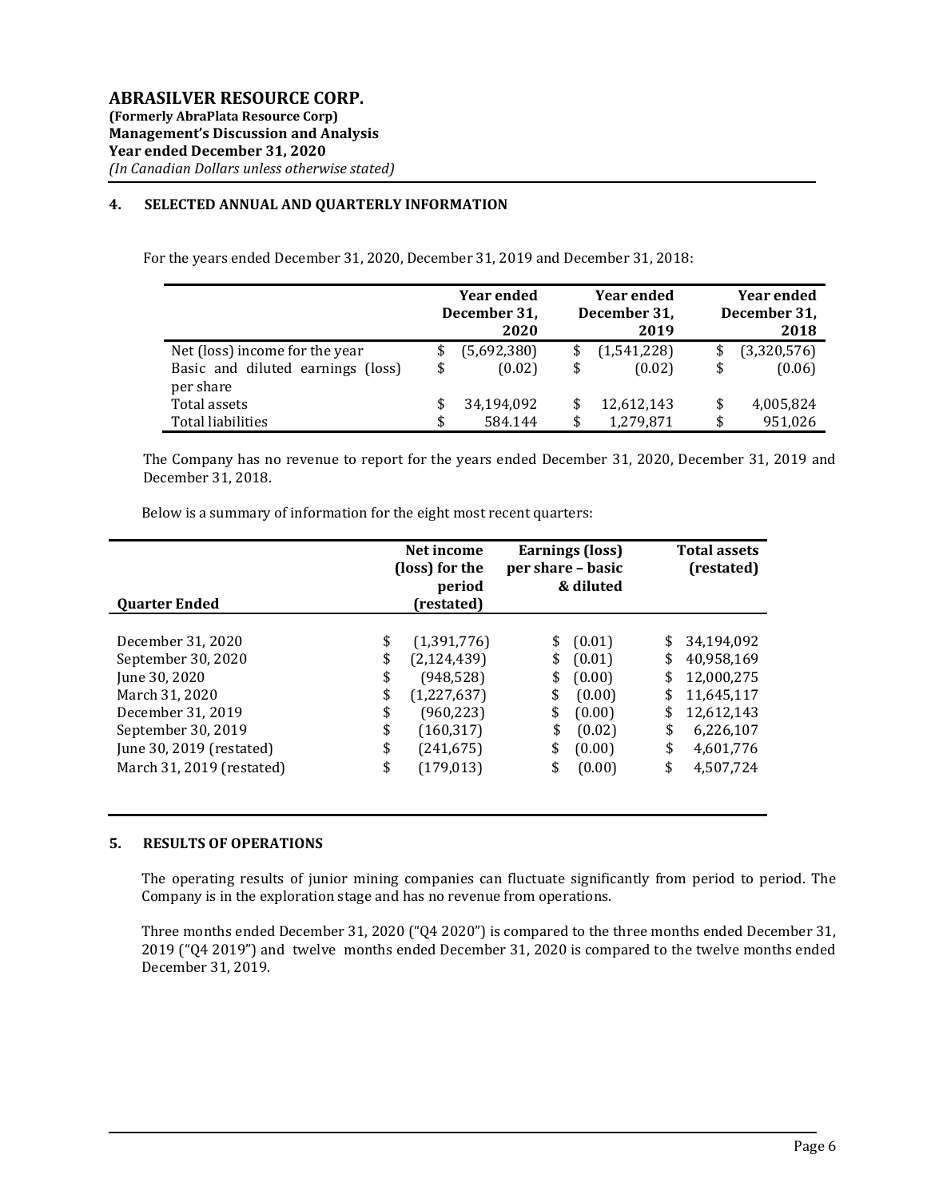## 4. SELECTED ANNUAL AND QUARTERLY INFORMATION

For the years ended December 31, 2020, December 31, 2019 and December 31, 2018:

| | Year ended December 31, 2020 | Year ended December 31, 2019 | Year ended December 31, 2018 |
|---|---|---|---|
| Net (loss) income for the year | $ (5,692,380) | $ (1,541,228) | $ (3,320,576) |
| Basic and diluted earnings (loss) per share | $ (0.02) | $ (0.02) | $ (0.06) |
| Total assets | $ 34,194,092 | $ 12,612,143 | $ 4,005,824 |
| Total liabilities | $ 584.144 | $ 1,279,871 | $ 951,026 |

The Company has no revenue to report for the years ended December 31, 2020, December 31, 2019 and December 31, 2018.

Below is a summary of information for the eight most recent quarters:

| Quarter Ended | Net income (loss) for the period (restated) | Earnings (loss) per share – basic & diluted | Total assets (restated) |
|---|---|---|---|
| December 31, 2020 | $ (1,391,776) | $ (0.01) | $ 34,194,092 |
| September 30, 2020 | $ (2,124,439) | $ (0.01) | $ 40,958,169 |
| June 30, 2020 | $ (948,528) | $ (0.00) | $ 12,000,275 |
| March 31, 2020 | $ (1,227,637) | $ (0.00) | $ 11,645,117 |
| December 31, 2019 | $ (960,223) | $ (0.00) | $ 12,612,143 |
| September 30, 2019 | $ (160,317) | $ (0.02) | $ 6,226,107 |
| June 30, 2019 (restated) | $ (241,675) | $ (0.00) | $ 4,601,776 |
| March 31, 2019 (restated) | $ (179,013) | $ (0.00) | $ 4,507,724 |

## 5. RESULTS OF OPERATIONS

The operating results of junior mining companies can fluctuate significantly from period to period. The Company is in the exploration stage and has no revenue from operations.

Three months ended December 31, 2020 ("Q4 2020") is compared to the three months ended December 31, 2019 ("Q4 2019") and twelve months ended December 31, 2020 is compared to the twelve months ended December 31, 2019.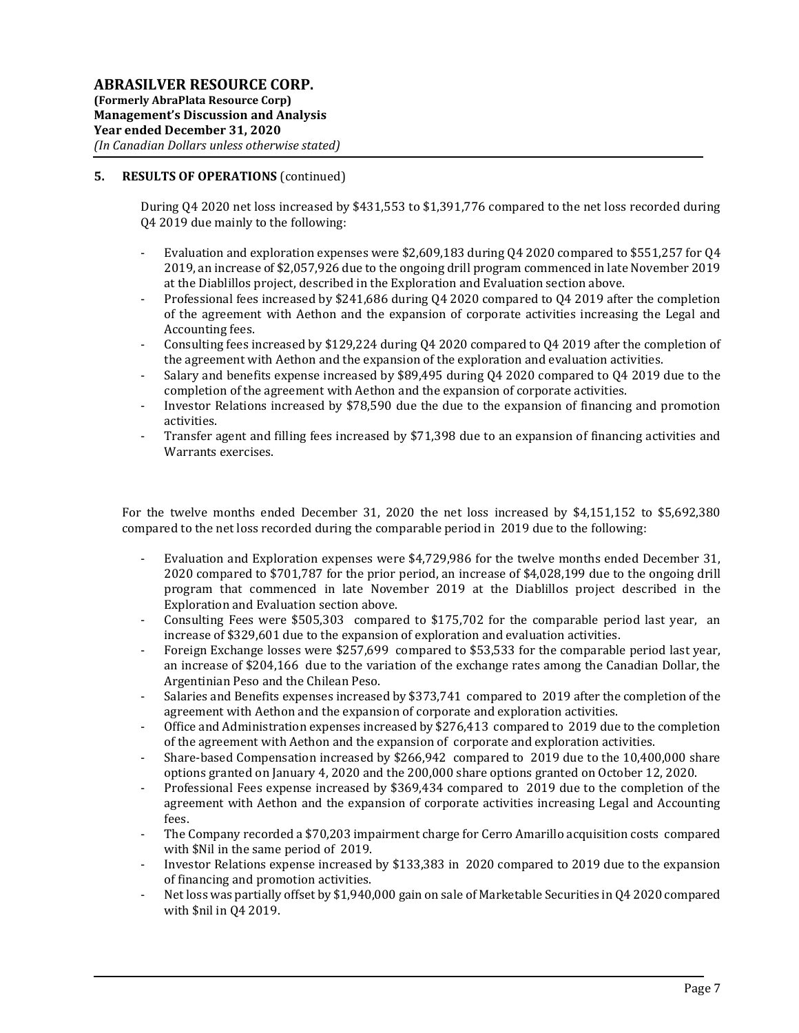## 5. RESULTS OF OPERATIONS (continued)

During Q4 2020 net loss increased by $431,553 to $1,391,776 compared to the net loss recorded during Q4 2019 due mainly to the following:

- Evaluation and exploration expenses were $2,609,183 during Q4 2020 compared to $551,257 for Q4 2019, an increase of $2,057,926 due to the ongoing drill program commenced in late November 2019 at the Diablillos project, described in the Exploration and Evaluation section above.
- Professional fees increased by $241,686 during Q4 2020 compared to Q4 2019 after the completion of the agreement with Aethon and the expansion of corporate activities increasing the Legal and Accounting fees.
- Consulting fees increased by $129,224 during Q4 2020 compared to Q4 2019 after the completion of the agreement with Aethon and the expansion of the exploration and evaluation activities.
- Salary and benefits expense increased by $89,495 during Q4 2020 compared to Q4 2019 due to the completion of the agreement with Aethon and the expansion of corporate activities.
- Investor Relations increased by $78,590 due the due to the expansion of financing and promotion activities.
- Transfer agent and filling fees increased by $71,398 due to an expansion of financing activities and Warrants exercises.

For the twelve months ended December 31, 2020 the net loss increased by $4,151,152 to $5,692,380 compared to the net loss recorded during the comparable period in 2019 due to the following:

- Evaluation and Exploration expenses were $4,729,986 for the twelve months ended December 31, 2020 compared to $701,787 for the prior period, an increase of $4,028,199 due to the ongoing drill program that commenced in late November 2019 at the Diablillos project described in the Exploration and Evaluation section above.
- Consulting Fees were $505,303 compared to $175,702 for the comparable period last year, an increase of $329,601 due to the expansion of exploration and evaluation activities.
- Foreign Exchange losses were $257,699 compared to $53,533 for the comparable period last year, an increase of $204,166 due to the variation of the exchange rates among the Canadian Dollar, the Argentinian Peso and the Chilean Peso.
- Salaries and Benefits expenses increased by $373,741 compared to 2019 after the completion of the agreement with Aethon and the expansion of corporate and exploration activities.
- Office and Administration expenses increased by $276,413 compared to 2019 due to the completion of the agreement with Aethon and the expansion of corporate and exploration activities.
- Share-based Compensation increased by $266,942 compared to 2019 due to the 10,400,000 share options granted on January 4, 2020 and the 200,000 share options granted on October 12, 2020.
- Professional Fees expense increased by $369,434 compared to 2019 due to the completion of the agreement with Aethon and the expansion of corporate activities increasing Legal and Accounting fees.
- The Company recorded a $70,203 impairment charge for Cerro Amarillo acquisition costs compared with $Nil in the same period of 2019.
- Investor Relations expense increased by $133,383 in 2020 compared to 2019 due to the expansion of financing and promotion activities.
- Net loss was partially offset by $1,940,000 gain on sale of Marketable Securities in Q4 2020 compared with $nil in Q4 2019.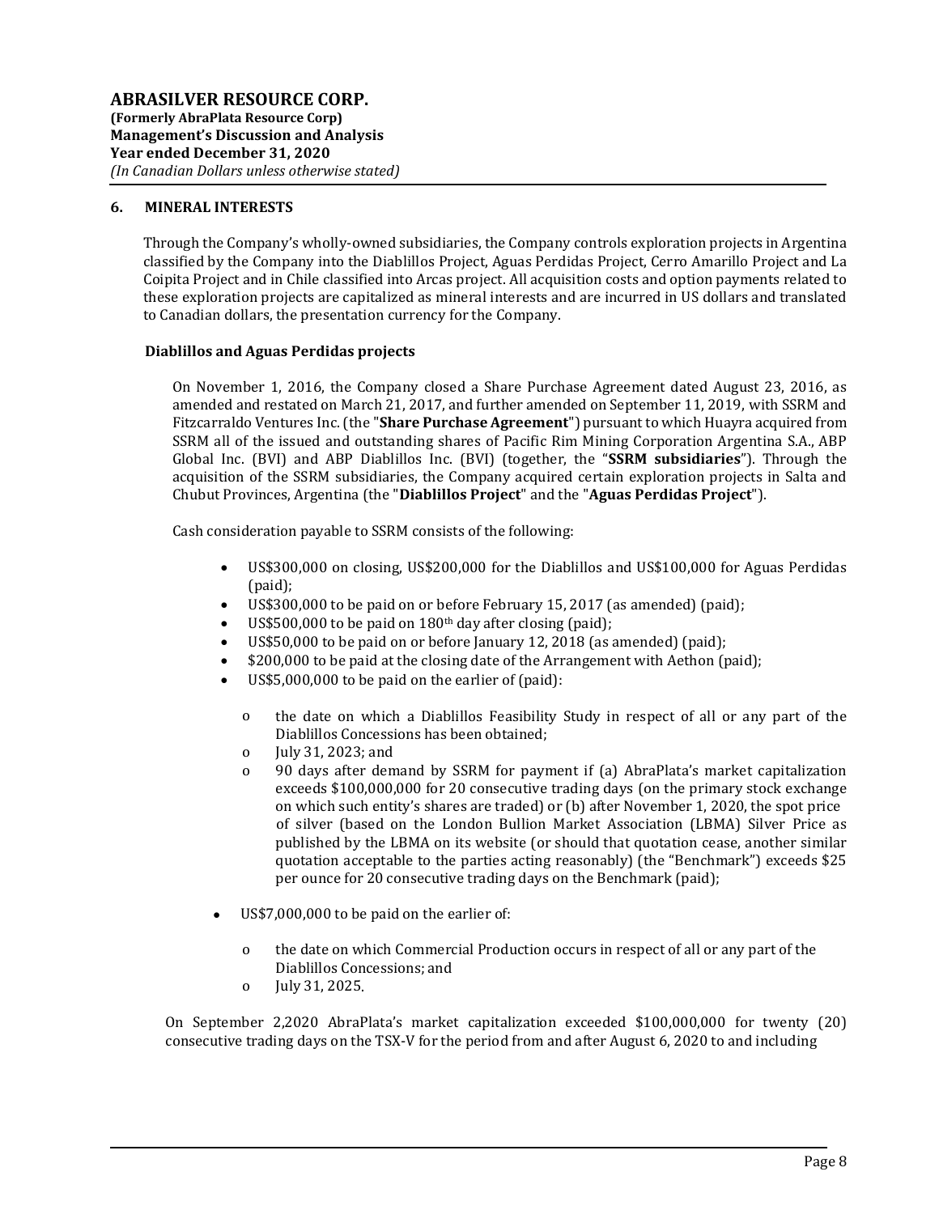## 6. MINERAL INTERESTS

Through the Company's wholly-owned subsidiaries, the Company controls exploration projects in Argentina classified by the Company into the Diablillos Project, Aguas Perdidas Project, Cerro Amarillo Project and La Coipita Project and in Chile classified into Arcas project. All acquisition costs and option payments related to these exploration projects are capitalized as mineral interests and are incurred in US dollars and translated to Canadian dollars, the presentation currency for the Company.

### Diablillos and Aguas Perdidas projects

On November 1, 2016, the Company closed a Share Purchase Agreement dated August 23, 2016, as amended and restated on March 21, 2017, and further amended on September 11, 2019, with SSRM and Fitzcarraldo Ventures Inc. (the "**Share Purchase Agreement**") pursuant to which Huayra acquired from SSRM all of the issued and outstanding shares of Pacific Rim Mining Corporation Argentina S.A., ABP Global Inc. (BVI) and ABP Diablillos Inc. (BVI) (together, the "**SSRM subsidiaries**"). Through the acquisition of the SSRM subsidiaries, the Company acquired certain exploration projects in Salta and Chubut Provinces, Argentina (the "**Diablillos Project**" and the "**Aguas Perdidas Project**").

Cash consideration payable to SSRM consists of the following:

- US$300,000 on closing, US$200,000 for the Diablillos and US$100,000 for Aguas Perdidas (paid);
- US$300,000 to be paid on or before February 15, 2017 (as amended) (paid);
- US$500,000 to be paid on 180th day after closing (paid);
- US$50,000 to be paid on or before January 12, 2018 (as amended) (paid);
- $200,000 to be paid at the closing date of the Arrangement with Aethon (paid);
- US$5,000,000 to be paid on the earlier of (paid):
  - the date on which a Diablillos Feasibility Study in respect of all or any part of the Diablillos Concessions has been obtained;
  - July 31, 2023; and
  - 90 days after demand by SSRM for payment if (a) AbraPlata's market capitalization exceeds $100,000,000 for 20 consecutive trading days (on the primary stock exchange on which such entity's shares are traded) or (b) after November 1, 2020, the spot price of silver (based on the London Bullion Market Association (LBMA) Silver Price as published by the LBMA on its website (or should that quotation cease, another similar quotation acceptable to the parties acting reasonably) (the "Benchmark") exceeds $25 per ounce for 20 consecutive trading days on the Benchmark (paid);
- US$7,000,000 to be paid on the earlier of:
  - the date on which Commercial Production occurs in respect of all or any part of the Diablillos Concessions; and
  - July 31, 2025.

On September 2,2020 AbraPlata's market capitalization exceeded $100,000,000 for twenty (20) consecutive trading days on the TSX-V for the period from and after August 6, 2020 to and including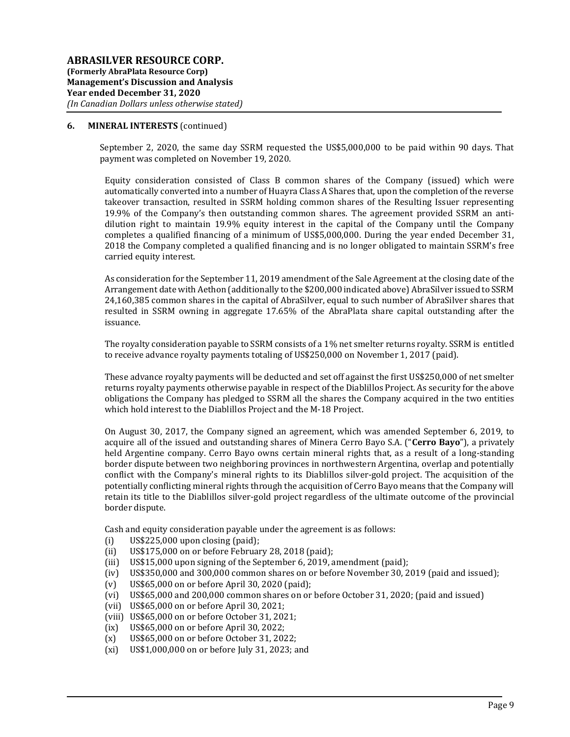## 6. MINERAL INTERESTS (continued)

September 2, 2020, the same day SSRM requested the US$5,000,000 to be paid within 90 days. That payment was completed on November 19, 2020.

Equity consideration consisted of Class B common shares of the Company (issued) which were automatically converted into a number of Huayra Class A Shares that, upon the completion of the reverse takeover transaction, resulted in SSRM holding common shares of the Resulting Issuer representing 19.9% of the Company's then outstanding common shares. The agreement provided SSRM an anti-dilution right to maintain 19.9% equity interest in the capital of the Company until the Company completes a qualified financing of a minimum of US$5,000,000. During the year ended December 31, 2018 the Company completed a qualified financing and is no longer obligated to maintain SSRM's free carried equity interest.

As consideration for the September 11, 2019 amendment of the Sale Agreement at the closing date of the Arrangement date with Aethon (additionally to the $200,000 indicated above) AbraSilver issued to SSRM 24,160,385 common shares in the capital of AbraSilver, equal to such number of AbraSilver shares that resulted in SSRM owning in aggregate 17.65% of the AbraPlata share capital outstanding after the issuance.

The royalty consideration payable to SSRM consists of a 1% net smelter returns royalty. SSRM is entitled to receive advance royalty payments totaling of US$250,000 on November 1, 2017 (paid).

These advance royalty payments will be deducted and set off against the first US$250,000 of net smelter returns royalty payments otherwise payable in respect of the Diablillos Project. As security for the above obligations the Company has pledged to SSRM all the shares the Company acquired in the two entities which hold interest to the Diablillos Project and the M-18 Project.

On August 30, 2017, the Company signed an agreement, which was amended September 6, 2019, to acquire all of the issued and outstanding shares of Minera Cerro Bayo S.A. ("**Cerro Bayo**"), a privately held Argentine company. Cerro Bayo owns certain mineral rights that, as a result of a long-standing border dispute between two neighboring provinces in northwestern Argentina, overlap and potentially conflict with the Company's mineral rights to its Diablillos silver-gold project. The acquisition of the potentially conflicting mineral rights through the acquisition of Cerro Bayo means that the Company will retain its title to the Diablillos silver-gold project regardless of the ultimate outcome of the provincial border dispute.

Cash and equity consideration payable under the agreement is as follows:

(i) US$225,000 upon closing (paid);
(ii) US$175,000 on or before February 28, 2018 (paid);
(iii) US$15,000 upon signing of the September 6, 2019, amendment (paid);
(iv) US$350,000 and 300,000 common shares on or before November 30, 2019 (paid and issued);
(v) US$65,000 on or before April 30, 2020 (paid);
(vi) US$65,000 and 200,000 common shares on or before October 31, 2020; (paid and issued)
(vii) US$65,000 on or before April 30, 2021;
(viii) US$65,000 on or before October 31, 2021;
(ix) US$65,000 on or before April 30, 2022;
(x) US$65,000 on or before October 31, 2022;
(xi) US$1,000,000 on or before July 31, 2023; and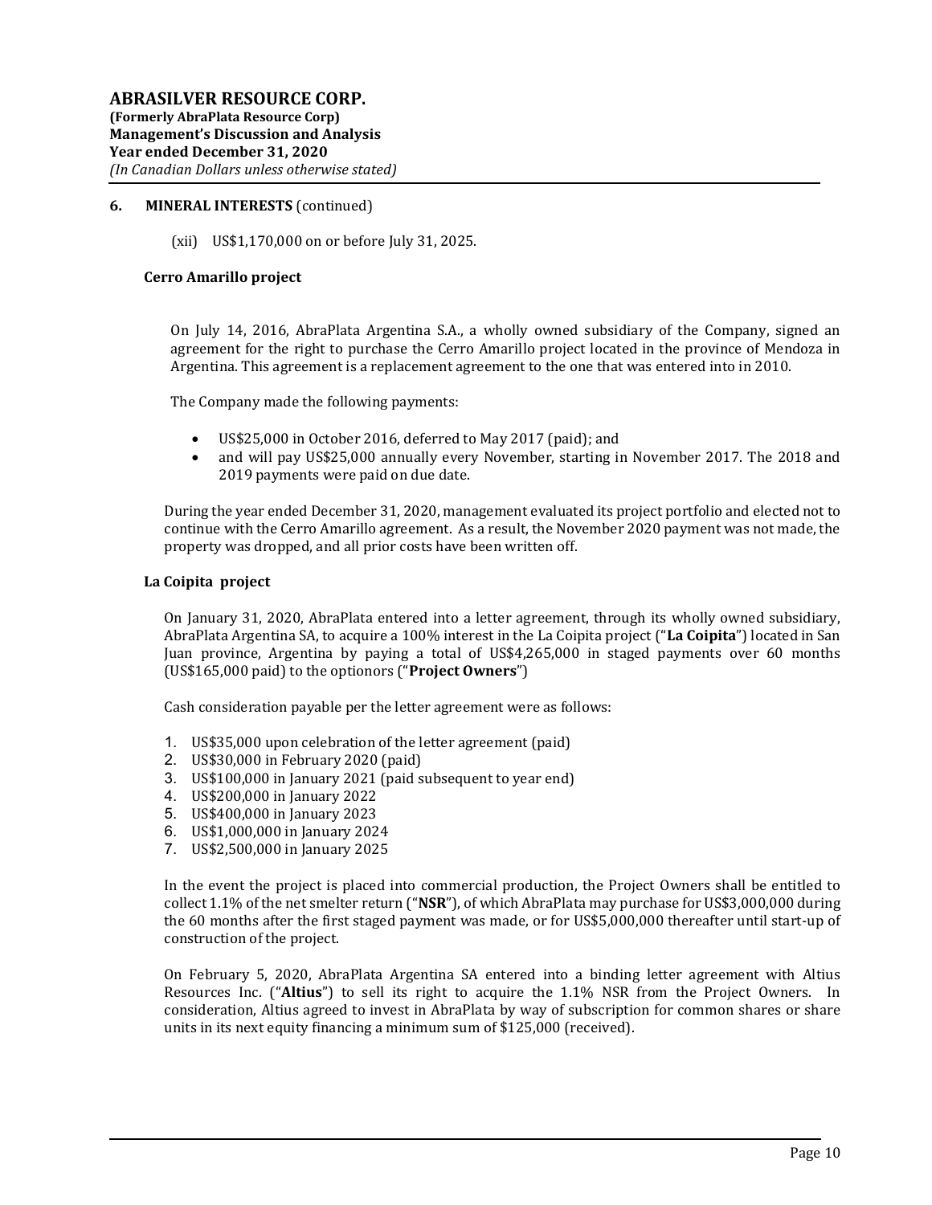## 6. MINERAL INTERESTS (continued)

(xii) US$1,170,000 on or before July 31, 2025.

### Cerro Amarillo project

On July 14, 2016, AbraPlata Argentina S.A., a wholly owned subsidiary of the Company, signed an agreement for the right to purchase the Cerro Amarillo project located in the province of Mendoza in Argentina. This agreement is a replacement agreement to the one that was entered into in 2010.

The Company made the following payments:

- US$25,000 in October 2016, deferred to May 2017 (paid); and
- and will pay US$25,000 annually every November, starting in November 2017. The 2018 and 2019 payments were paid on due date.

During the year ended December 31, 2020, management evaluated its project portfolio and elected not to continue with the Cerro Amarillo agreement. As a result, the November 2020 payment was not made, the property was dropped, and all prior costs have been written off.

### La Coipita project

On January 31, 2020, AbraPlata entered into a letter agreement, through its wholly owned subsidiary, AbraPlata Argentina SA, to acquire a 100% interest in the La Coipita project ("**La Coipita**") located in San Juan province, Argentina by paying a total of US$4,265,000 in staged payments over 60 months (US$165,000 paid) to the optionors ("**Project Owners**")

Cash consideration payable per the letter agreement were as follows:

1. US$35,000 upon celebration of the letter agreement (paid)
2. US$30,000 in February 2020 (paid)
3. US$100,000 in January 2021 (paid subsequent to year end)
4. US$200,000 in January 2022
5. US$400,000 in January 2023
6. US$1,000,000 in January 2024
7. US$2,500,000 in January 2025

In the event the project is placed into commercial production, the Project Owners shall be entitled to collect 1.1% of the net smelter return ("**NSR**"), of which AbraPlata may purchase for US$3,000,000 during the 60 months after the first staged payment was made, or for US$5,000,000 thereafter until start-up of construction of the project.

On February 5, 2020, AbraPlata Argentina SA entered into a binding letter agreement with Altius Resources Inc. ("**Altius**") to sell its right to acquire the 1.1% NSR from the Project Owners. In consideration, Altius agreed to invest in AbraPlata by way of subscription for common shares or share units in its next equity financing a minimum sum of $125,000 (received).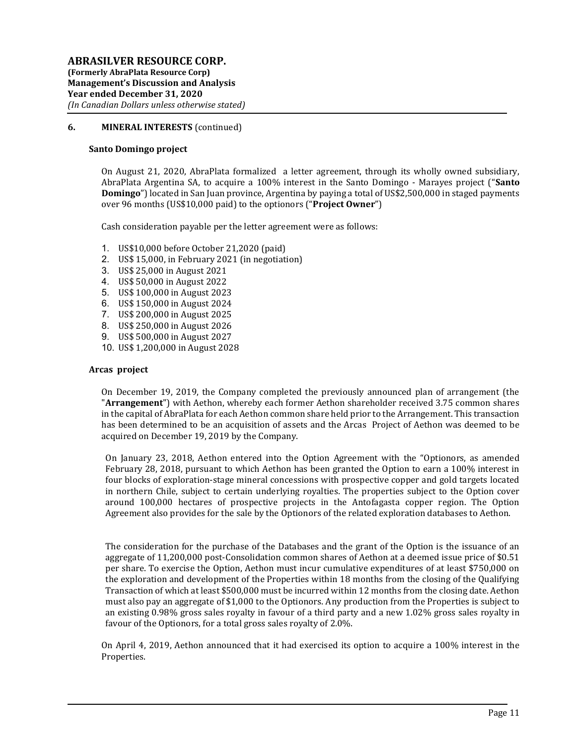## 6. MINERAL INTERESTS (continued)

### Santo Domingo project

On August 21, 2020, AbraPlata formalized a letter agreement, through its wholly owned subsidiary, AbraPlata Argentina SA, to acquire a 100% interest in the Santo Domingo - Marayes project ("**Santo Domingo**") located in San Juan province, Argentina by paying a total of US$2,500,000 in staged payments over 96 months (US$10,000 paid) to the optionors ("**Project Owner**")

Cash consideration payable per the letter agreement were as follows:

1. US$10,000 before October 21,2020 (paid)
2. US$ 15,000, in February 2021 (in negotiation)
3. US$ 25,000 in August 2021
4. US$ 50,000 in August 2022
5. US$ 100,000 in August 2023
6. US$ 150,000 in August 2024
7. US$ 200,000 in August 2025
8. US$ 250,000 in August 2026
9. US$ 500,000 in August 2027
10. US$ 1,200,000 in August 2028

### Arcas project

On December 19, 2019, the Company completed the previously announced plan of arrangement (the "**Arrangement**") with Aethon, whereby each former Aethon shareholder received 3.75 common shares in the capital of AbraPlata for each Aethon common share held prior to the Arrangement. This transaction has been determined to be an acquisition of assets and the Arcas Project of Aethon was deemed to be acquired on December 19, 2019 by the Company.

On January 23, 2018, Aethon entered into the Option Agreement with the "Optionors, as amended February 28, 2018, pursuant to which Aethon has been granted the Option to earn a 100% interest in four blocks of exploration-stage mineral concessions with prospective copper and gold targets located in northern Chile, subject to certain underlying royalties. The properties subject to the Option cover around 100,000 hectares of prospective projects in the Antofagasta copper region. The Option Agreement also provides for the sale by the Optionors of the related exploration databases to Aethon.

The consideration for the purchase of the Databases and the grant of the Option is the issuance of an aggregate of 11,200,000 post-Consolidation common shares of Aethon at a deemed issue price of $0.51 per share. To exercise the Option, Aethon must incur cumulative expenditures of at least $750,000 on the exploration and development of the Properties within 18 months from the closing of the Qualifying Transaction of which at least $500,000 must be incurred within 12 months from the closing date. Aethon must also pay an aggregate of $1,000 to the Optionors. Any production from the Properties is subject to an existing 0.98% gross sales royalty in favour of a third party and a new 1.02% gross sales royalty in favour of the Optionors, for a total gross sales royalty of 2.0%.

On April 4, 2019, Aethon announced that it had exercised its option to acquire a 100% interest in the Properties.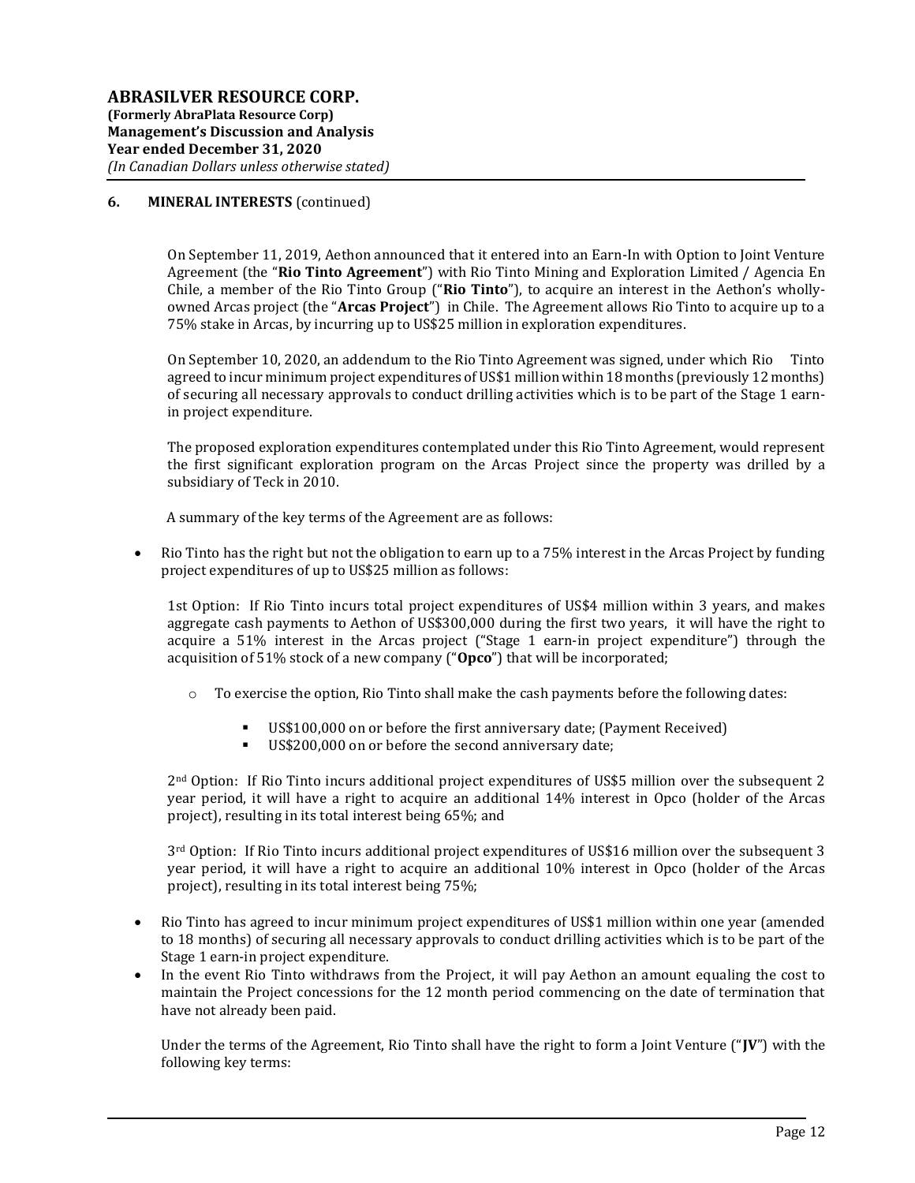## 6. MINERAL INTERESTS (continued)

On September 11, 2019, Aethon announced that it entered into an Earn-In with Option to Joint Venture Agreement (the "**Rio Tinto Agreement**") with Rio Tinto Mining and Exploration Limited / Agencia En Chile, a member of the Rio Tinto Group ("**Rio Tinto**"), to acquire an interest in the Aethon's wholly-owned Arcas project (the "**Arcas Project**") in Chile. The Agreement allows Rio Tinto to acquire up to a 75% stake in Arcas, by incurring up to US$25 million in exploration expenditures.

On September 10, 2020, an addendum to the Rio Tinto Agreement was signed, under which Rio Tinto agreed to incur minimum project expenditures of US$1 million within 18 months (previously 12 months) of securing all necessary approvals to conduct drilling activities which is to be part of the Stage 1 earn-in project expenditure.

The proposed exploration expenditures contemplated under this Rio Tinto Agreement, would represent the first significant exploration program on the Arcas Project since the property was drilled by a subsidiary of Teck in 2010.

A summary of the key terms of the Agreement are as follows:

- Rio Tinto has the right but not the obligation to earn up to a 75% interest in the Arcas Project by funding project expenditures of up to US$25 million as follows:

  1st Option: If Rio Tinto incurs total project expenditures of US$4 million within 3 years, and makes aggregate cash payments to Aethon of US$300,000 during the first two years, it will have the right to acquire a 51% interest in the Arcas project ("Stage 1 earn-in project expenditure") through the acquisition of 51% stock of a new company ("**Opco**") that will be incorporated;

  - To exercise the option, Rio Tinto shall make the cash payments before the following dates:
    - US$100,000 on or before the first anniversary date; (Payment Received)
    - US$200,000 on or before the second anniversary date;

  2nd Option: If Rio Tinto incurs additional project expenditures of US$5 million over the subsequent 2 year period, it will have a right to acquire an additional 14% interest in Opco (holder of the Arcas project), resulting in its total interest being 65%; and

  3rd Option: If Rio Tinto incurs additional project expenditures of US$16 million over the subsequent 3 year period, it will have a right to acquire an additional 10% interest in Opco (holder of the Arcas project), resulting in its total interest being 75%;

- Rio Tinto has agreed to incur minimum project expenditures of US$1 million within one year (amended to 18 months) of securing all necessary approvals to conduct drilling activities which is to be part of the Stage 1 earn-in project expenditure.
- In the event Rio Tinto withdraws from the Project, it will pay Aethon an amount equaling the cost to maintain the Project concessions for the 12 month period commencing on the date of termination that have not already been paid.

Under the terms of the Agreement, Rio Tinto shall have the right to form a Joint Venture ("**JV**") with the following key terms: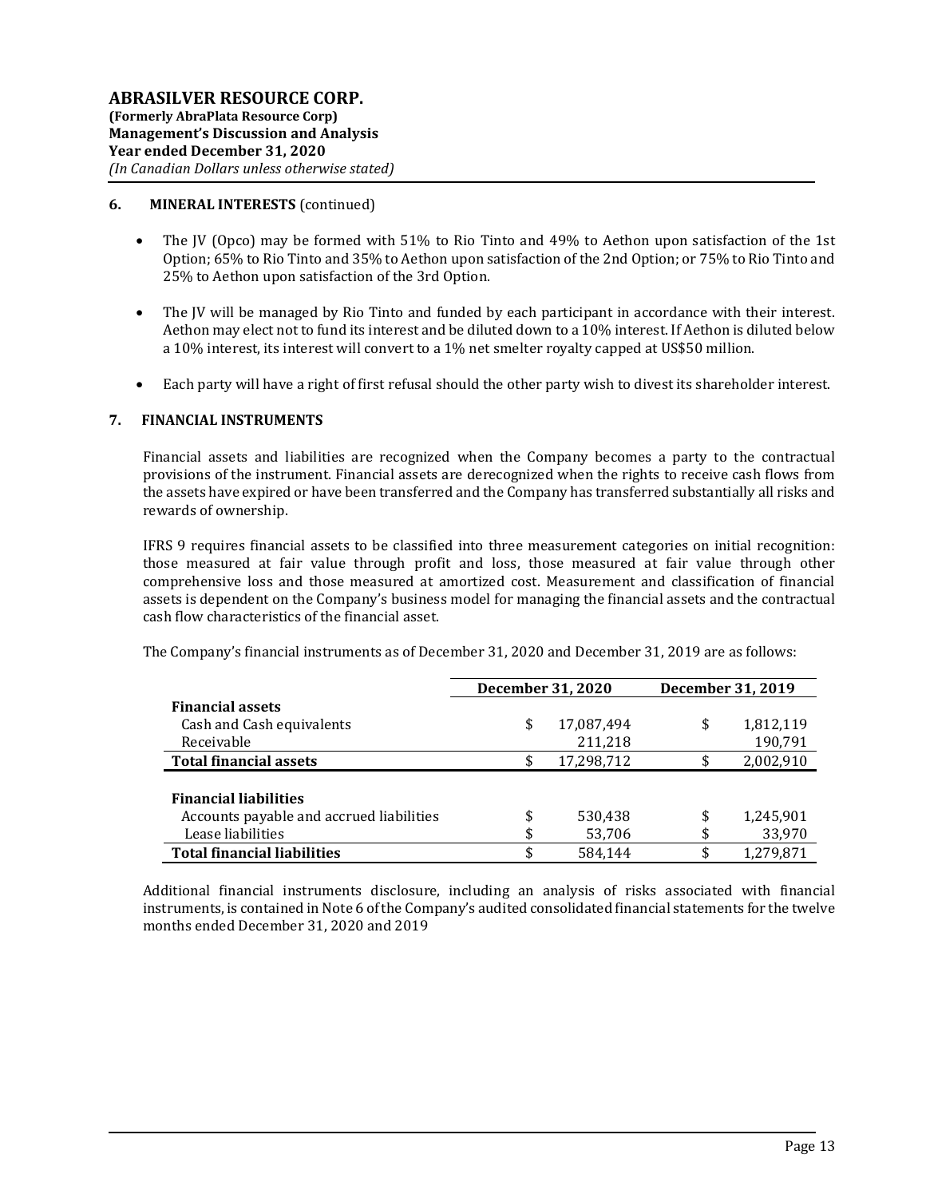## 6. MINERAL INTERESTS (continued)

- The JV (Opco) may be formed with 51% to Rio Tinto and 49% to Aethon upon satisfaction of the 1st Option; 65% to Rio Tinto and 35% to Aethon upon satisfaction of the 2nd Option; or 75% to Rio Tinto and 25% to Aethon upon satisfaction of the 3rd Option.
- The JV will be managed by Rio Tinto and funded by each participant in accordance with their interest. Aethon may elect not to fund its interest and be diluted down to a 10% interest. If Aethon is diluted below a 10% interest, its interest will convert to a 1% net smelter royalty capped at US$50 million.
- Each party will have a right of first refusal should the other party wish to divest its shareholder interest.

## 7. FINANCIAL INSTRUMENTS

Financial assets and liabilities are recognized when the Company becomes a party to the contractual provisions of the instrument. Financial assets are derecognized when the rights to receive cash flows from the assets have expired or have been transferred and the Company has transferred substantially all risks and rewards of ownership.

IFRS 9 requires financial assets to be classified into three measurement categories on initial recognition: those measured at fair value through profit and loss, those measured at fair value through other comprehensive loss and those measured at amortized cost. Measurement and classification of financial assets is dependent on the Company's business model for managing the financial assets and the contractual cash flow characteristics of the financial asset.

The Company's financial instruments as of December 31, 2020 and December 31, 2019 are as follows:

| | December 31, 2020 | December 31, 2019 |
|---|---|---|
| **Financial assets** | | |
| Cash and Cash equivalents | $ 17,087,494 | $ 1,812,119 |
| Receivable | 211,218 | 190,791 |
| **Total financial assets** | $ 17,298,712 | $ 2,002,910 |
| | | |
| **Financial liabilities** | | |
| Accounts payable and accrued liabilities | $ 530,438 | $ 1,245,901 |
| Lease liabilities | $ 53,706 | $ 33,970 |
| **Total financial liabilities** | $ 584,144 | $ 1,279,871 |

Additional financial instruments disclosure, including an analysis of risks associated with financial instruments, is contained in Note 6 of the Company's audited consolidated financial statements for the twelve months ended December 31, 2020 and 2019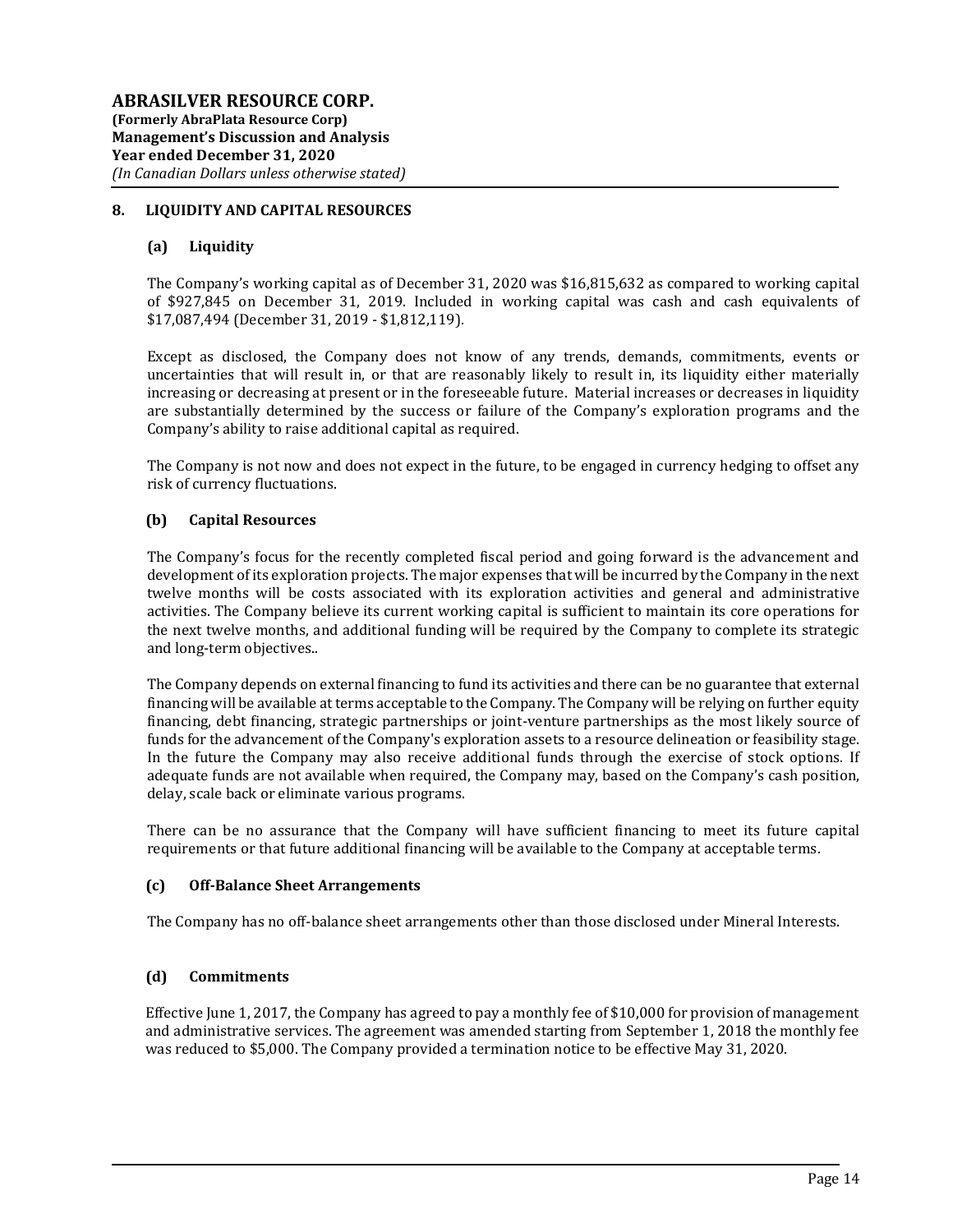## 8. LIQUIDITY AND CAPITAL RESOURCES

### (a) Liquidity

The Company's working capital as of December 31, 2020 was $16,815,632 as compared to working capital of $927,845 on December 31, 2019. Included in working capital was cash and cash equivalents of $17,087,494 (December 31, 2019 - $1,812,119).

Except as disclosed, the Company does not know of any trends, demands, commitments, events or uncertainties that will result in, or that are reasonably likely to result in, its liquidity either materially increasing or decreasing at present or in the foreseeable future. Material increases or decreases in liquidity are substantially determined by the success or failure of the Company's exploration programs and the Company's ability to raise additional capital as required.

The Company is not now and does not expect in the future, to be engaged in currency hedging to offset any risk of currency fluctuations.

### (b) Capital Resources

The Company's focus for the recently completed fiscal period and going forward is the advancement and development of its exploration projects. The major expenses that will be incurred by the Company in the next twelve months will be costs associated with its exploration activities and general and administrative activities. The Company believe its current working capital is sufficient to maintain its core operations for the next twelve months, and additional funding will be required by the Company to complete its strategic and long-term objectives..

The Company depends on external financing to fund its activities and there can be no guarantee that external financing will be available at terms acceptable to the Company. The Company will be relying on further equity financing, debt financing, strategic partnerships or joint-venture partnerships as the most likely source of funds for the advancement of the Company's exploration assets to a resource delineation or feasibility stage. In the future the Company may also receive additional funds through the exercise of stock options. If adequate funds are not available when required, the Company may, based on the Company's cash position, delay, scale back or eliminate various programs.

There can be no assurance that the Company will have sufficient financing to meet its future capital requirements or that future additional financing will be available to the Company at acceptable terms.

### (c) Off-Balance Sheet Arrangements

The Company has no off-balance sheet arrangements other than those disclosed under Mineral Interests.

### (d) Commitments

Effective June 1, 2017, the Company has agreed to pay a monthly fee of $10,000 for provision of management and administrative services. The agreement was amended starting from September 1, 2018 the monthly fee was reduced to $5,000. The Company provided a termination notice to be effective May 31, 2020.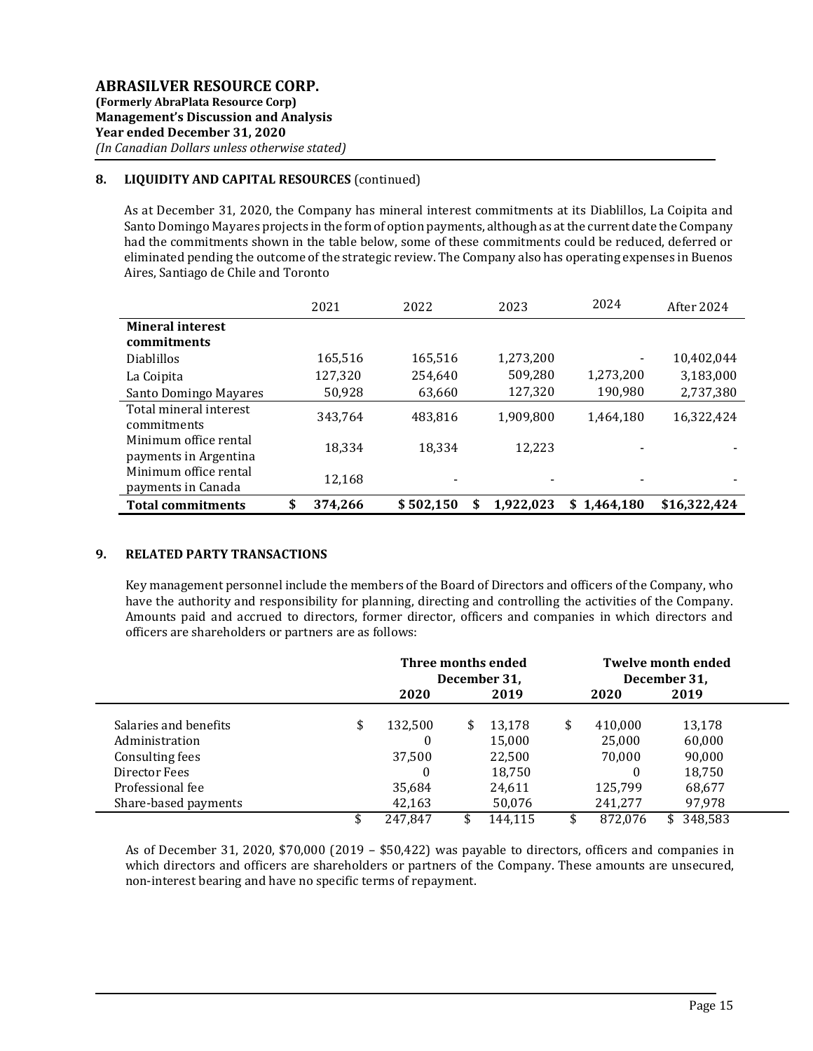## 8. LIQUIDITY AND CAPITAL RESOURCES (continued)

As at December 31, 2020, the Company has mineral interest commitments at its Diablillos, La Coipita and Santo Domingo Mayares projects in the form of option payments, although as at the current date the Company had the commitments shown in the table below, some of these commitments could be reduced, deferred or eliminated pending the outcome of the strategic review. The Company also has operating expenses in Buenos Aires, Santiago de Chile and Toronto

| | 2021 | 2022 | 2023 | 2024 | After 2024 |
|---|---|---|---|---|---|
| **Mineral interest commitments** | | | | | |
| Diablillos | 165,516 | 165,516 | 1,273,200 | - | 10,402,044 |
| La Coipita | 127,320 | 254,640 | 509,280 | 1,273,200 | 3,183,000 |
| Santo Domingo Mayares | 50,928 | 63,660 | 127,320 | 190,980 | 2,737,380 |
| Total mineral interest commitments | 343,764 | 483,816 | 1,909,800 | 1,464,180 | 16,322,424 |
| Minimum office rental payments in Argentina | 18,334 | 18,334 | 12,223 | - | - |
| Minimum office rental payments in Canada | 12,168 | - | - | - | - |
| **Total commitments** | **$ 374,266** | **$ 502,150** | **$ 1,922,023** | **$ 1,464,180** | **$16,322,424** |

## 9. RELATED PARTY TRANSACTIONS

Key management personnel include the members of the Board of Directors and officers of the Company, who have the authority and responsibility for planning, directing and controlling the activities of the Company. Amounts paid and accrued to directors, former director, officers and companies in which directors and officers are shareholders or partners are as follows:

| | Three months ended December 31, | | Twelve month ended December 31, | |
|---|---|---|---|---|
| | **2020** | **2019** | **2020** | **2019** |
| Salaries and benefits | $ 132,500 | $ 13,178 | $ 410,000 | 13,178 |
| Administration | 0 | 15,000 | 25,000 | 60,000 |
| Consulting fees | 37,500 | 22,500 | 70,000 | 90,000 |
| Director Fees | 0 | 18,750 | 0 | 18,750 |
| Professional fee | 35,684 | 24,611 | 125,799 | 68,677 |
| Share-based payments | 42,163 | 50,076 | 241,277 | 97,978 |
| | $ 247,847 | $ 144,115 | $ 872,076 | $ 348,583 |

As of December 31, 2020, $70,000 (2019 – $50,422) was payable to directors, officers and companies in which directors and officers are shareholders or partners of the Company. These amounts are unsecured, non-interest bearing and have no specific terms of repayment.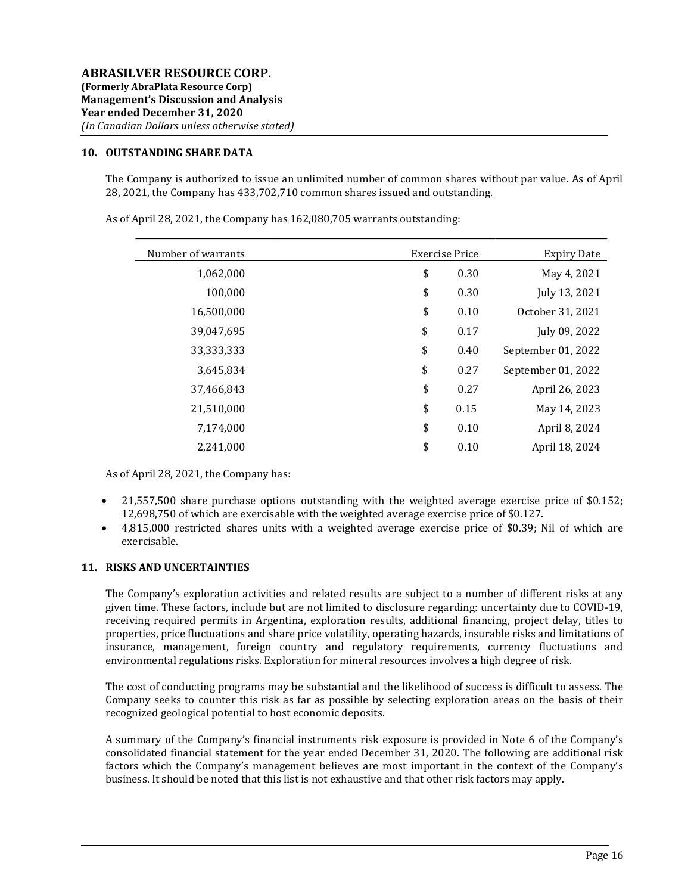## 10. OUTSTANDING SHARE DATA

The Company is authorized to issue an unlimited number of common shares without par value. As of April 28, 2021, the Company has 433,702,710 common shares issued and outstanding.

As of April 28, 2021, the Company has 162,080,705 warrants outstanding:

| Number of warrants | Exercise Price | Expiry Date |
|---|---|---|
| 1,062,000 | $ 0.30 | May 4, 2021 |
| 100,000 | $ 0.30 | July 13, 2021 |
| 16,500,000 | $ 0.10 | October 31, 2021 |
| 39,047,695 | $ 0.17 | July 09, 2022 |
| 33,333,333 | $ 0.40 | September 01, 2022 |
| 3,645,834 | $ 0.27 | September 01, 2022 |
| 37,466,843 | $ 0.27 | April 26, 2023 |
| 21,510,000 | $ 0.15 | May 14, 2023 |
| 7,174,000 | $ 0.10 | April 8, 2024 |
| 2,241,000 | $ 0.10 | April 18, 2024 |

As of April 28, 2021, the Company has:

- 21,557,500 share purchase options outstanding with the weighted average exercise price of $0.152; 12,698,750 of which are exercisable with the weighted average exercise price of $0.127.
- 4,815,000 restricted shares units with a weighted average exercise price of $0.39; Nil of which are exercisable.

## 11. RISKS AND UNCERTAINTIES

The Company's exploration activities and related results are subject to a number of different risks at any given time. These factors, include but are not limited to disclosure regarding: uncertainty due to COVID-19, receiving required permits in Argentina, exploration results, additional financing, project delay, titles to properties, price fluctuations and share price volatility, operating hazards, insurable risks and limitations of insurance, management, foreign country and regulatory requirements, currency fluctuations and environmental regulations risks. Exploration for mineral resources involves a high degree of risk.

The cost of conducting programs may be substantial and the likelihood of success is difficult to assess. The Company seeks to counter this risk as far as possible by selecting exploration areas on the basis of their recognized geological potential to host economic deposits.

A summary of the Company's financial instruments risk exposure is provided in Note 6 of the Company's consolidated financial statement for the year ended December 31, 2020. The following are additional risk factors which the Company's management believes are most important in the context of the Company's business. It should be noted that this list is not exhaustive and that other risk factors may apply.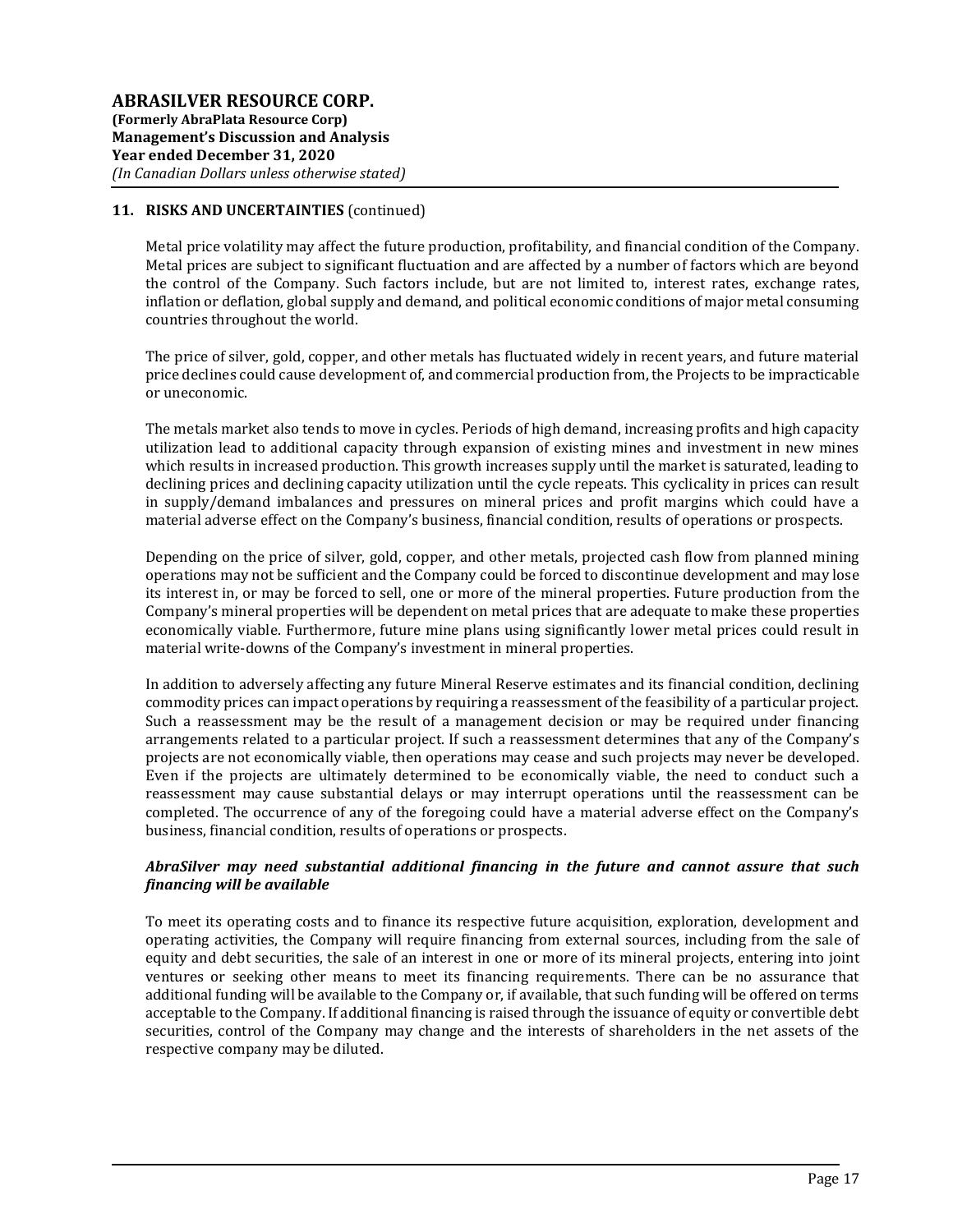## 11. RISKS AND UNCERTAINTIES (continued)

Metal price volatility may affect the future production, profitability, and financial condition of the Company. Metal prices are subject to significant fluctuation and are affected by a number of factors which are beyond the control of the Company. Such factors include, but are not limited to, interest rates, exchange rates, inflation or deflation, global supply and demand, and political economic conditions of major metal consuming countries throughout the world.

The price of silver, gold, copper, and other metals has fluctuated widely in recent years, and future material price declines could cause development of, and commercial production from, the Projects to be impracticable or uneconomic.

The metals market also tends to move in cycles. Periods of high demand, increasing profits and high capacity utilization lead to additional capacity through expansion of existing mines and investment in new mines which results in increased production. This growth increases supply until the market is saturated, leading to declining prices and declining capacity utilization until the cycle repeats. This cyclicality in prices can result in supply/demand imbalances and pressures on mineral prices and profit margins which could have a material adverse effect on the Company's business, financial condition, results of operations or prospects.

Depending on the price of silver, gold, copper, and other metals, projected cash flow from planned mining operations may not be sufficient and the Company could be forced to discontinue development and may lose its interest in, or may be forced to sell, one or more of the mineral properties. Future production from the Company's mineral properties will be dependent on metal prices that are adequate to make these properties economically viable. Furthermore, future mine plans using significantly lower metal prices could result in material write-downs of the Company's investment in mineral properties.

In addition to adversely affecting any future Mineral Reserve estimates and its financial condition, declining commodity prices can impact operations by requiring a reassessment of the feasibility of a particular project. Such a reassessment may be the result of a management decision or may be required under financing arrangements related to a particular project. If such a reassessment determines that any of the Company's projects are not economically viable, then operations may cease and such projects may never be developed. Even if the projects are ultimately determined to be economically viable, the need to conduct such a reassessment may cause substantial delays or may interrupt operations until the reassessment can be completed. The occurrence of any of the foregoing could have a material adverse effect on the Company's business, financial condition, results of operations or prospects.

***AbraSilver may need substantial additional financing in the future and cannot assure that such financing will be available***

To meet its operating costs and to finance its respective future acquisition, exploration, development and operating activities, the Company will require financing from external sources, including from the sale of equity and debt securities, the sale of an interest in one or more of its mineral projects, entering into joint ventures or seeking other means to meet its financing requirements. There can be no assurance that additional funding will be available to the Company or, if available, that such funding will be offered on terms acceptable to the Company. If additional financing is raised through the issuance of equity or convertible debt securities, control of the Company may change and the interests of shareholders in the net assets of the respective company may be diluted.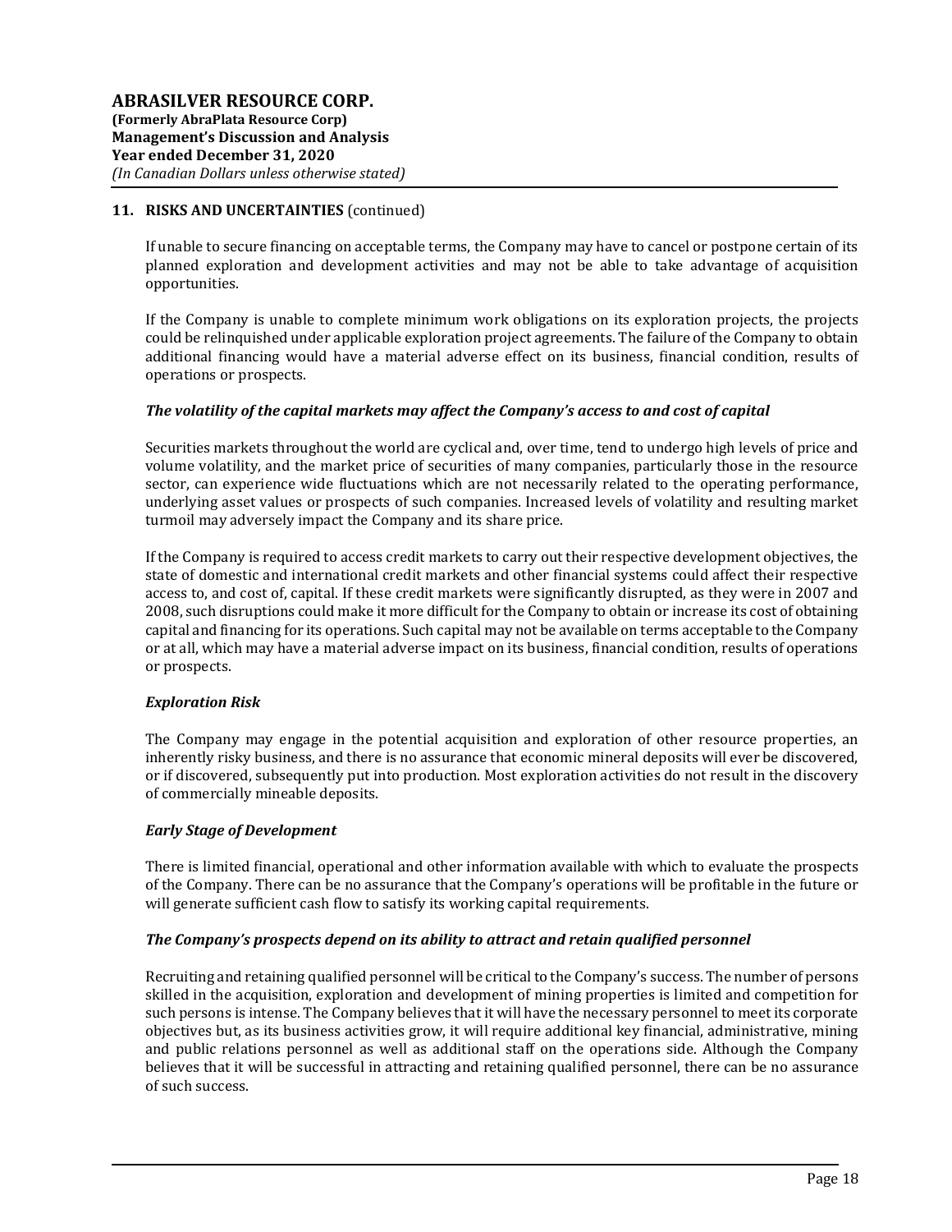## 11. RISKS AND UNCERTAINTIES (continued)

If unable to secure financing on acceptable terms, the Company may have to cancel or postpone certain of its planned exploration and development activities and may not be able to take advantage of acquisition opportunities.

If the Company is unable to complete minimum work obligations on its exploration projects, the projects could be relinquished under applicable exploration project agreements. The failure of the Company to obtain additional financing would have a material adverse effect on its business, financial condition, results of operations or prospects.

***The volatility of the capital markets may affect the Company's access to and cost of capital***

Securities markets throughout the world are cyclical and, over time, tend to undergo high levels of price and volume volatility, and the market price of securities of many companies, particularly those in the resource sector, can experience wide fluctuations which are not necessarily related to the operating performance, underlying asset values or prospects of such companies. Increased levels of volatility and resulting market turmoil may adversely impact the Company and its share price.

If the Company is required to access credit markets to carry out their respective development objectives, the state of domestic and international credit markets and other financial systems could affect their respective access to, and cost of, capital. If these credit markets were significantly disrupted, as they were in 2007 and 2008, such disruptions could make it more difficult for the Company to obtain or increase its cost of obtaining capital and financing for its operations. Such capital may not be available on terms acceptable to the Company or at all, which may have a material adverse impact on its business, financial condition, results of operations or prospects.

***Exploration Risk***

The Company may engage in the potential acquisition and exploration of other resource properties, an inherently risky business, and there is no assurance that economic mineral deposits will ever be discovered, or if discovered, subsequently put into production. Most exploration activities do not result in the discovery of commercially mineable deposits.

***Early Stage of Development***

There is limited financial, operational and other information available with which to evaluate the prospects of the Company. There can be no assurance that the Company's operations will be profitable in the future or will generate sufficient cash flow to satisfy its working capital requirements.

***The Company's prospects depend on its ability to attract and retain qualified personnel***

Recruiting and retaining qualified personnel will be critical to the Company's success. The number of persons skilled in the acquisition, exploration and development of mining properties is limited and competition for such persons is intense. The Company believes that it will have the necessary personnel to meet its corporate objectives but, as its business activities grow, it will require additional key financial, administrative, mining and public relations personnel as well as additional staff on the operations side. Although the Company believes that it will be successful in attracting and retaining qualified personnel, there can be no assurance of such success.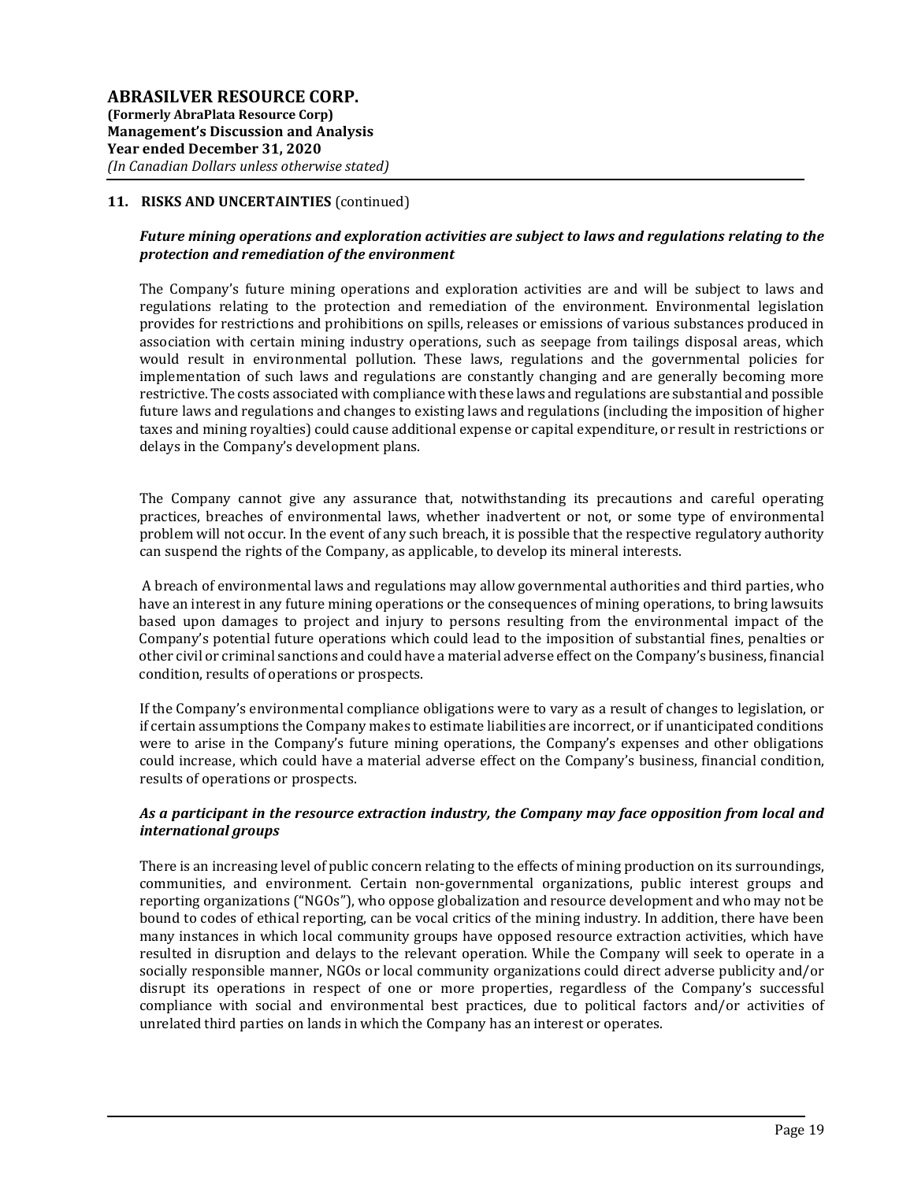## 11. RISKS AND UNCERTAINTIES (continued)

***Future mining operations and exploration activities are subject to laws and regulations relating to the protection and remediation of the environment***

The Company's future mining operations and exploration activities are and will be subject to laws and regulations relating to the protection and remediation of the environment. Environmental legislation provides for restrictions and prohibitions on spills, releases or emissions of various substances produced in association with certain mining industry operations, such as seepage from tailings disposal areas, which would result in environmental pollution. These laws, regulations and the governmental policies for implementation of such laws and regulations are constantly changing and are generally becoming more restrictive. The costs associated with compliance with these laws and regulations are substantial and possible future laws and regulations and changes to existing laws and regulations (including the imposition of higher taxes and mining royalties) could cause additional expense or capital expenditure, or result in restrictions or delays in the Company's development plans.

The Company cannot give any assurance that, notwithstanding its precautions and careful operating practices, breaches of environmental laws, whether inadvertent or not, or some type of environmental problem will not occur. In the event of any such breach, it is possible that the respective regulatory authority can suspend the rights of the Company, as applicable, to develop its mineral interests.

A breach of environmental laws and regulations may allow governmental authorities and third parties, who have an interest in any future mining operations or the consequences of mining operations, to bring lawsuits based upon damages to project and injury to persons resulting from the environmental impact of the Company's potential future operations which could lead to the imposition of substantial fines, penalties or other civil or criminal sanctions and could have a material adverse effect on the Company's business, financial condition, results of operations or prospects.

If the Company's environmental compliance obligations were to vary as a result of changes to legislation, or if certain assumptions the Company makes to estimate liabilities are incorrect, or if unanticipated conditions were to arise in the Company's future mining operations, the Company's expenses and other obligations could increase, which could have a material adverse effect on the Company's business, financial condition, results of operations or prospects.

***As a participant in the resource extraction industry, the Company may face opposition from local and international groups***

There is an increasing level of public concern relating to the effects of mining production on its surroundings, communities, and environment. Certain non-governmental organizations, public interest groups and reporting organizations ("NGOs"), who oppose globalization and resource development and who may not be bound to codes of ethical reporting, can be vocal critics of the mining industry. In addition, there have been many instances in which local community groups have opposed resource extraction activities, which have resulted in disruption and delays to the relevant operation. While the Company will seek to operate in a socially responsible manner, NGOs or local community organizations could direct adverse publicity and/or disrupt its operations in respect of one or more properties, regardless of the Company's successful compliance with social and environmental best practices, due to political factors and/or activities of unrelated third parties on lands in which the Company has an interest or operates.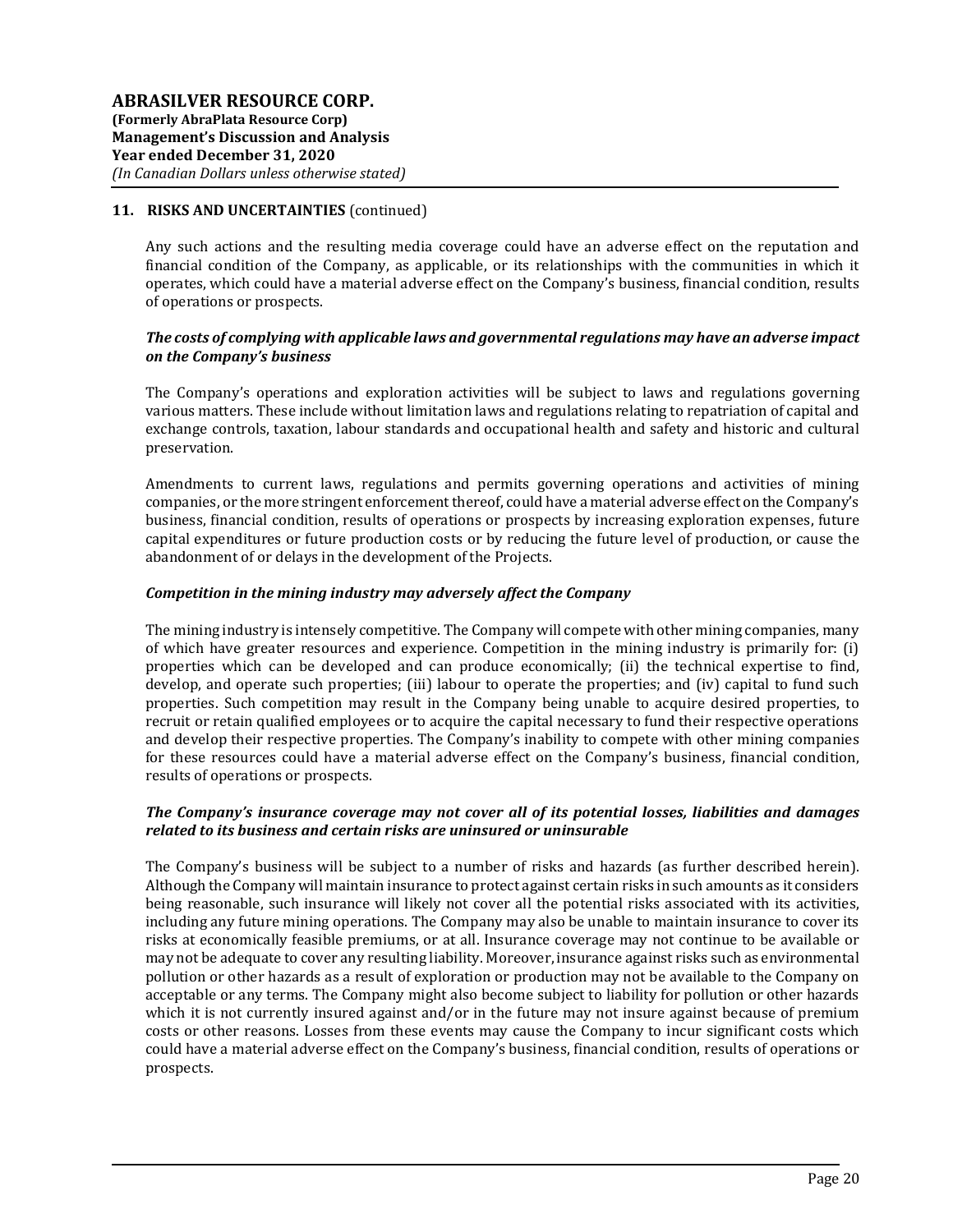## 11. RISKS AND UNCERTAINTIES (continued)

Any such actions and the resulting media coverage could have an adverse effect on the reputation and financial condition of the Company, as applicable, or its relationships with the communities in which it operates, which could have a material adverse effect on the Company's business, financial condition, results of operations or prospects.

***The costs of complying with applicable laws and governmental regulations may have an adverse impact on the Company's business***

The Company's operations and exploration activities will be subject to laws and regulations governing various matters. These include without limitation laws and regulations relating to repatriation of capital and exchange controls, taxation, labour standards and occupational health and safety and historic and cultural preservation.

Amendments to current laws, regulations and permits governing operations and activities of mining companies, or the more stringent enforcement thereof, could have a material adverse effect on the Company's business, financial condition, results of operations or prospects by increasing exploration expenses, future capital expenditures or future production costs or by reducing the future level of production, or cause the abandonment of or delays in the development of the Projects.

***Competition in the mining industry may adversely affect the Company***

The mining industry is intensely competitive. The Company will compete with other mining companies, many of which have greater resources and experience. Competition in the mining industry is primarily for: (i) properties which can be developed and can produce economically; (ii) the technical expertise to find, develop, and operate such properties; (iii) labour to operate the properties; and (iv) capital to fund such properties. Such competition may result in the Company being unable to acquire desired properties, to recruit or retain qualified employees or to acquire the capital necessary to fund their respective operations and develop their respective properties. The Company's inability to compete with other mining companies for these resources could have a material adverse effect on the Company's business, financial condition, results of operations or prospects.

***The Company's insurance coverage may not cover all of its potential losses, liabilities and damages related to its business and certain risks are uninsured or uninsurable***

The Company's business will be subject to a number of risks and hazards (as further described herein). Although the Company will maintain insurance to protect against certain risks in such amounts as it considers being reasonable, such insurance will likely not cover all the potential risks associated with its activities, including any future mining operations. The Company may also be unable to maintain insurance to cover its risks at economically feasible premiums, or at all. Insurance coverage may not continue to be available or may not be adequate to cover any resulting liability. Moreover, insurance against risks such as environmental pollution or other hazards as a result of exploration or production may not be available to the Company on acceptable or any terms. The Company might also become subject to liability for pollution or other hazards which it is not currently insured against and/or in the future may not insure against because of premium costs or other reasons. Losses from these events may cause the Company to incur significant costs which could have a material adverse effect on the Company's business, financial condition, results of operations or prospects.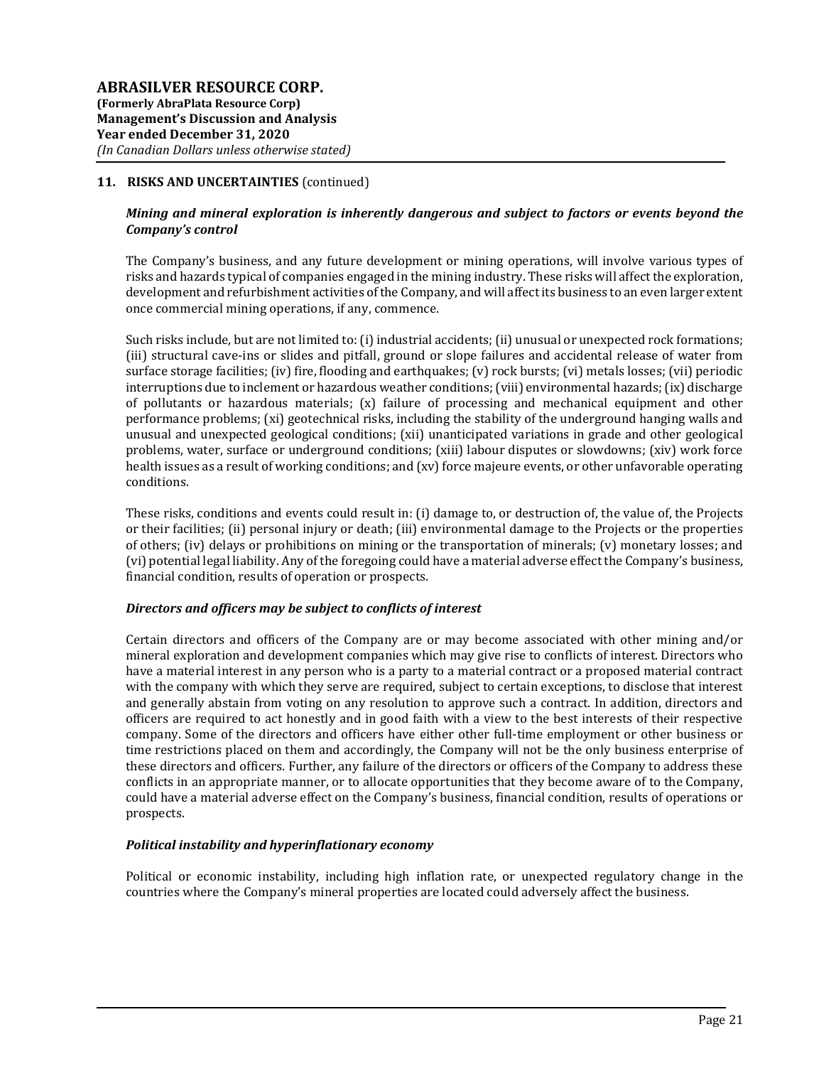## 11. RISKS AND UNCERTAINTIES (continued)

### *Mining and mineral exploration is inherently dangerous and subject to factors or events beyond the Company's control*

The Company's business, and any future development or mining operations, will involve various types of risks and hazards typical of companies engaged in the mining industry. These risks will affect the exploration, development and refurbishment activities of the Company, and will affect its business to an even larger extent once commercial mining operations, if any, commence.

Such risks include, but are not limited to: (i) industrial accidents; (ii) unusual or unexpected rock formations; (iii) structural cave-ins or slides and pitfall, ground or slope failures and accidental release of water from surface storage facilities; (iv) fire, flooding and earthquakes; (v) rock bursts; (vi) metals losses; (vii) periodic interruptions due to inclement or hazardous weather conditions; (viii) environmental hazards; (ix) discharge of pollutants or hazardous materials; (x) failure of processing and mechanical equipment and other performance problems; (xi) geotechnical risks, including the stability of the underground hanging walls and unusual and unexpected geological conditions; (xii) unanticipated variations in grade and other geological problems, water, surface or underground conditions; (xiii) labour disputes or slowdowns; (xiv) work force health issues as a result of working conditions; and (xv) force majeure events, or other unfavorable operating conditions.

These risks, conditions and events could result in: (i) damage to, or destruction of, the value of, the Projects or their facilities; (ii) personal injury or death; (iii) environmental damage to the Projects or the properties of others; (iv) delays or prohibitions on mining or the transportation of minerals; (v) monetary losses; and (vi) potential legal liability. Any of the foregoing could have a material adverse effect the Company's business, financial condition, results of operation or prospects.

### *Directors and officers may be subject to conflicts of interest*

Certain directors and officers of the Company are or may become associated with other mining and/or mineral exploration and development companies which may give rise to conflicts of interest. Directors who have a material interest in any person who is a party to a material contract or a proposed material contract with the company with which they serve are required, subject to certain exceptions, to disclose that interest and generally abstain from voting on any resolution to approve such a contract. In addition, directors and officers are required to act honestly and in good faith with a view to the best interests of their respective company. Some of the directors and officers have either other full-time employment or other business or time restrictions placed on them and accordingly, the Company will not be the only business enterprise of these directors and officers. Further, any failure of the directors or officers of the Company to address these conflicts in an appropriate manner, or to allocate opportunities that they become aware of to the Company, could have a material adverse effect on the Company's business, financial condition, results of operations or prospects.

### *Political instability and hyperinflationary economy*

Political or economic instability, including high inflation rate, or unexpected regulatory change in the countries where the Company's mineral properties are located could adversely affect the business.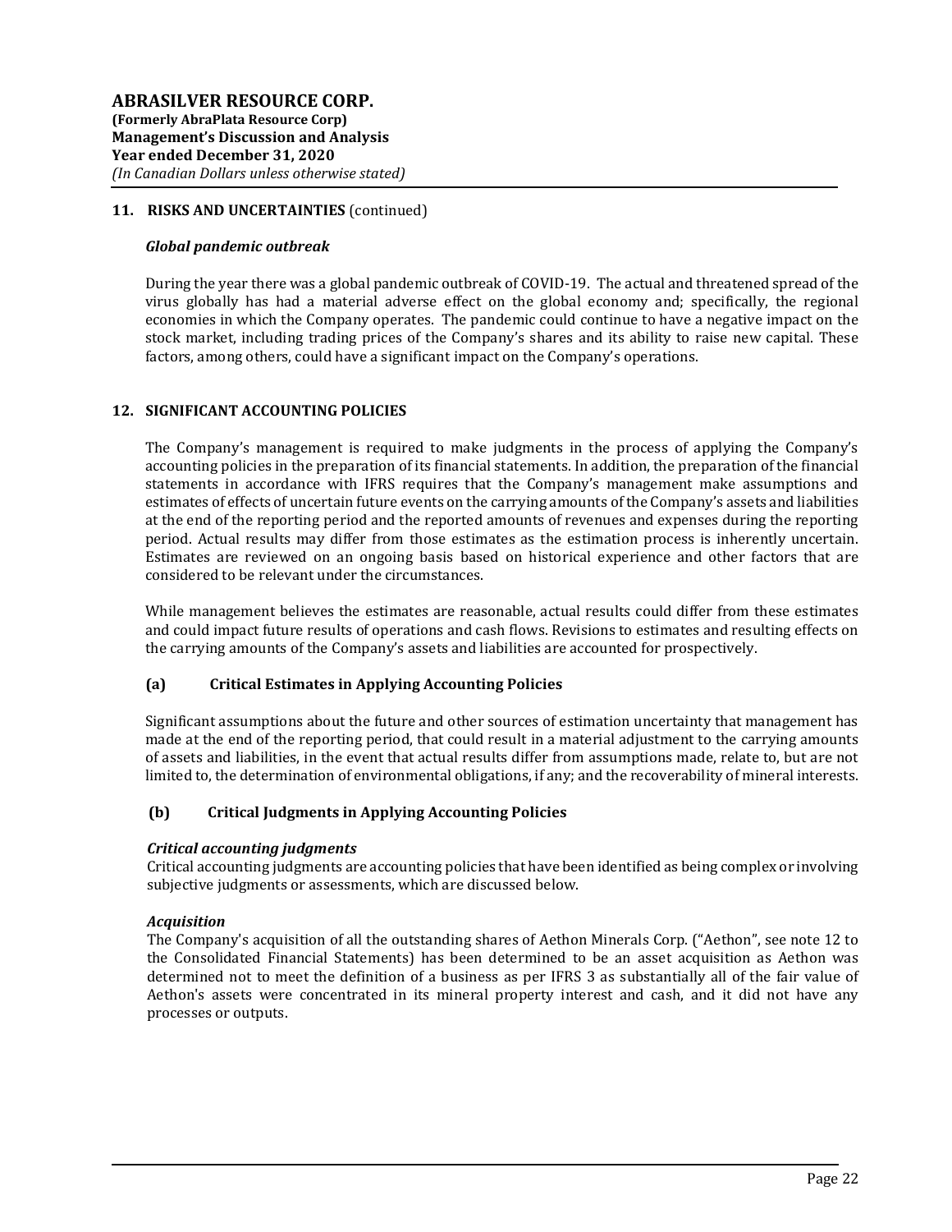## 11. RISKS AND UNCERTAINTIES (continued)

### *Global pandemic outbreak*

During the year there was a global pandemic outbreak of COVID-19. The actual and threatened spread of the virus globally has had a material adverse effect on the global economy and; specifically, the regional economies in which the Company operates. The pandemic could continue to have a negative impact on the stock market, including trading prices of the Company's shares and its ability to raise new capital. These factors, among others, could have a significant impact on the Company's operations.

## 12. SIGNIFICANT ACCOUNTING POLICIES

The Company's management is required to make judgments in the process of applying the Company's accounting policies in the preparation of its financial statements. In addition, the preparation of the financial statements in accordance with IFRS requires that the Company's management make assumptions and estimates of effects of uncertain future events on the carrying amounts of the Company's assets and liabilities at the end of the reporting period and the reported amounts of revenues and expenses during the reporting period. Actual results may differ from those estimates as the estimation process is inherently uncertain. Estimates are reviewed on an ongoing basis based on historical experience and other factors that are considered to be relevant under the circumstances.

While management believes the estimates are reasonable, actual results could differ from these estimates and could impact future results of operations and cash flows. Revisions to estimates and resulting effects on the carrying amounts of the Company's assets and liabilities are accounted for prospectively.

### (a) Critical Estimates in Applying Accounting Policies

Significant assumptions about the future and other sources of estimation uncertainty that management has made at the end of the reporting period, that could result in a material adjustment to the carrying amounts of assets and liabilities, in the event that actual results differ from assumptions made, relate to, but are not limited to, the determination of environmental obligations, if any; and the recoverability of mineral interests.

### (b) Critical Judgments in Applying Accounting Policies

***Critical accounting judgments***
Critical accounting judgments are accounting policies that have been identified as being complex or involving subjective judgments or assessments, which are discussed below.

***Acquisition***
The Company's acquisition of all the outstanding shares of Aethon Minerals Corp. ("Aethon", see note 12 to the Consolidated Financial Statements) has been determined to be an asset acquisition as Aethon was determined not to meet the definition of a business as per IFRS 3 as substantially all of the fair value of Aethon's assets were concentrated in its mineral property interest and cash, and it did not have any processes or outputs.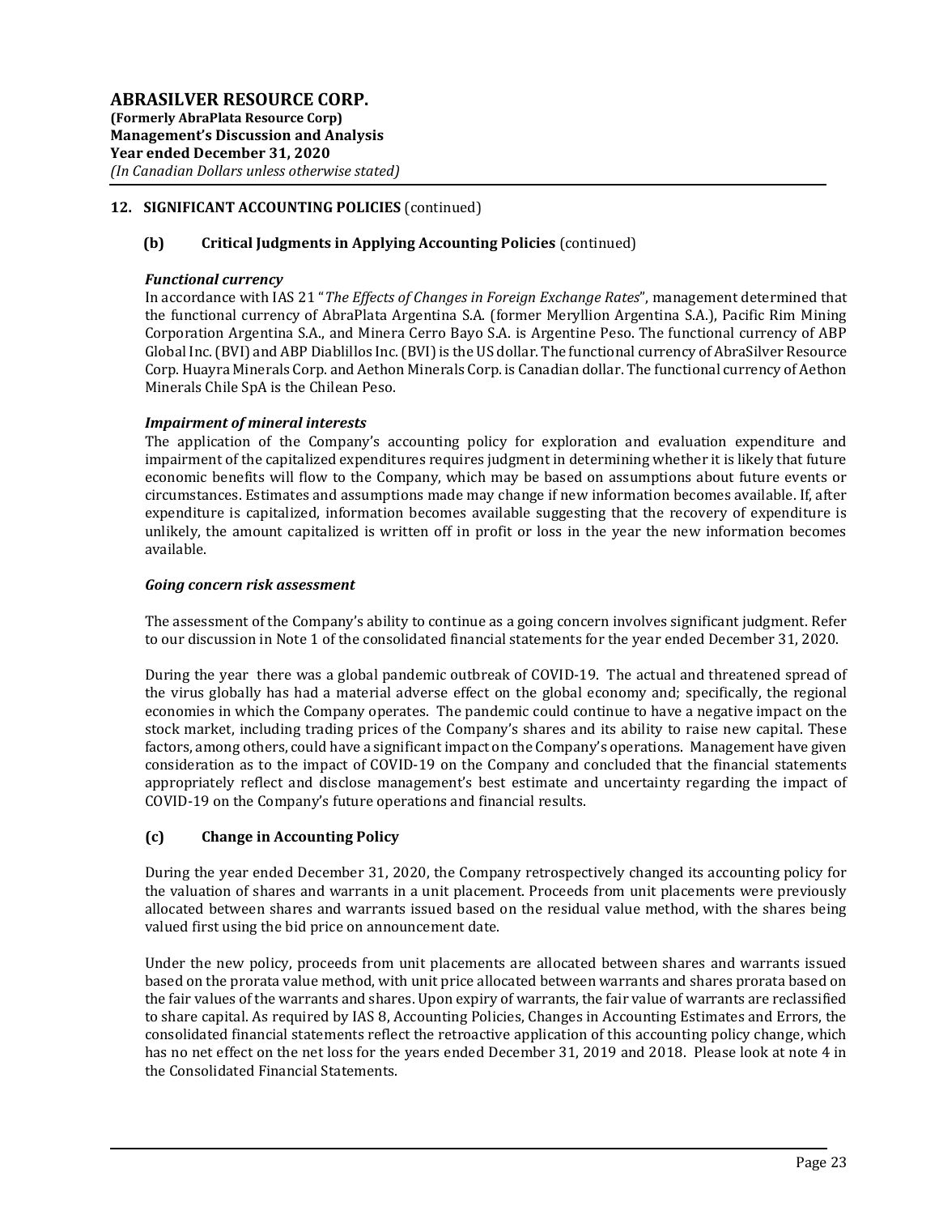## 12. SIGNIFICANT ACCOUNTING POLICIES (continued)

### (b) Critical Judgments in Applying Accounting Policies (continued)

***Functional currency***

In accordance with IAS 21 "*The Effects of Changes in Foreign Exchange Rates*", management determined that the functional currency of AbraPlata Argentina S.A. (former Meryllion Argentina S.A.), Pacific Rim Mining Corporation Argentina S.A., and Minera Cerro Bayo S.A. is Argentine Peso. The functional currency of ABP Global Inc. (BVI) and ABP Diablillos Inc. (BVI) is the US dollar. The functional currency of AbraSilver Resource Corp. Huayra Minerals Corp. and Aethon Minerals Corp. is Canadian dollar. The functional currency of Aethon Minerals Chile SpA is the Chilean Peso.

***Impairment of mineral interests***

The application of the Company's accounting policy for exploration and evaluation expenditure and impairment of the capitalized expenditures requires judgment in determining whether it is likely that future economic benefits will flow to the Company, which may be based on assumptions about future events or circumstances. Estimates and assumptions made may change if new information becomes available. If, after expenditure is capitalized, information becomes available suggesting that the recovery of expenditure is unlikely, the amount capitalized is written off in profit or loss in the year the new information becomes available.

***Going concern risk assessment***

The assessment of the Company's ability to continue as a going concern involves significant judgment. Refer to our discussion in Note 1 of the consolidated financial statements for the year ended December 31, 2020.

During the year there was a global pandemic outbreak of COVID-19. The actual and threatened spread of the virus globally has had a material adverse effect on the global economy and; specifically, the regional economies in which the Company operates. The pandemic could continue to have a negative impact on the stock market, including trading prices of the Company's shares and its ability to raise new capital. These factors, among others, could have a significant impact on the Company's operations. Management have given consideration as to the impact of COVID-19 on the Company and concluded that the financial statements appropriately reflect and disclose management's best estimate and uncertainty regarding the impact of COVID-19 on the Company's future operations and financial results.

### (c) Change in Accounting Policy

During the year ended December 31, 2020, the Company retrospectively changed its accounting policy for the valuation of shares and warrants in a unit placement. Proceeds from unit placements were previously allocated between shares and warrants issued based on the residual value method, with the shares being valued first using the bid price on announcement date.

Under the new policy, proceeds from unit placements are allocated between shares and warrants issued based on the prorata value method, with unit price allocated between warrants and shares prorata based on the fair values of the warrants and shares. Upon expiry of warrants, the fair value of warrants are reclassified to share capital. As required by IAS 8, Accounting Policies, Changes in Accounting Estimates and Errors, the consolidated financial statements reflect the retroactive application of this accounting policy change, which has no net effect on the net loss for the years ended December 31, 2019 and 2018. Please look at note 4 in the Consolidated Financial Statements.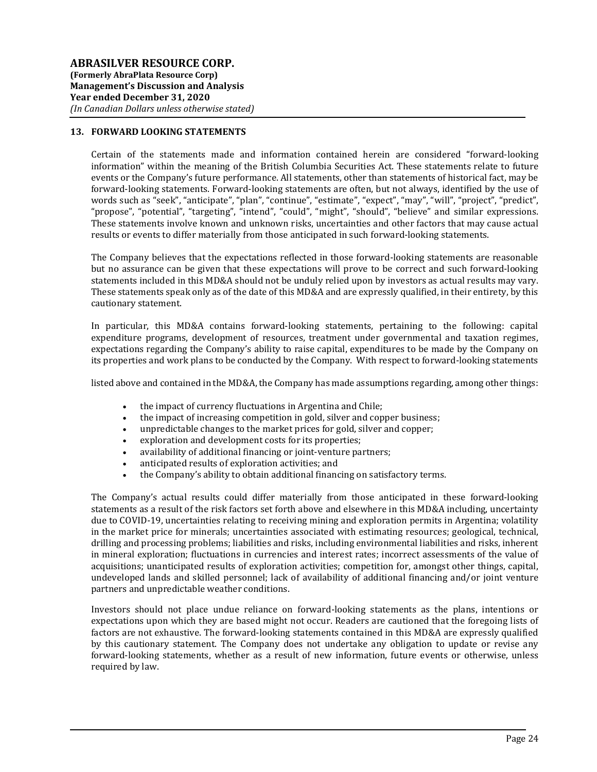## 13. FORWARD LOOKING STATEMENTS

Certain of the statements made and information contained herein are considered "forward-looking information" within the meaning of the British Columbia Securities Act. These statements relate to future events or the Company's future performance. All statements, other than statements of historical fact, may be forward-looking statements. Forward-looking statements are often, but not always, identified by the use of words such as "seek", "anticipate", "plan", "continue", "estimate", "expect", "may", "will", "project", "predict", "propose", "potential", "targeting", "intend", "could", "might", "should", "believe" and similar expressions. These statements involve known and unknown risks, uncertainties and other factors that may cause actual results or events to differ materially from those anticipated in such forward-looking statements.

The Company believes that the expectations reflected in those forward-looking statements are reasonable but no assurance can be given that these expectations will prove to be correct and such forward-looking statements included in this MD&A should not be unduly relied upon by investors as actual results may vary. These statements speak only as of the date of this MD&A and are expressly qualified, in their entirety, by this cautionary statement.

In particular, this MD&A contains forward-looking statements, pertaining to the following: capital expenditure programs, development of resources, treatment under governmental and taxation regimes, expectations regarding the Company's ability to raise capital, expenditures to be made by the Company on its properties and work plans to be conducted by the Company. With respect to forward-looking statements listed above and contained in the MD&A, the Company has made assumptions regarding, among other things:

- the impact of currency fluctuations in Argentina and Chile;
- the impact of increasing competition in gold, silver and copper business;
- unpredictable changes to the market prices for gold, silver and copper;
- exploration and development costs for its properties;
- availability of additional financing or joint-venture partners;
- anticipated results of exploration activities; and
- the Company's ability to obtain additional financing on satisfactory terms.

The Company's actual results could differ materially from those anticipated in these forward-looking statements as a result of the risk factors set forth above and elsewhere in this MD&A including, uncertainty due to COVID-19, uncertainties relating to receiving mining and exploration permits in Argentina; volatility in the market price for minerals; uncertainties associated with estimating resources; geological, technical, drilling and processing problems; liabilities and risks, including environmental liabilities and risks, inherent in mineral exploration; fluctuations in currencies and interest rates; incorrect assessments of the value of acquisitions; unanticipated results of exploration activities; competition for, amongst other things, capital, undeveloped lands and skilled personnel; lack of availability of additional financing and/or joint venture partners and unpredictable weather conditions.

Investors should not place undue reliance on forward-looking statements as the plans, intentions or expectations upon which they are based might not occur. Readers are cautioned that the foregoing lists of factors are not exhaustive. The forward-looking statements contained in this MD&A are expressly qualified by this cautionary statement. The Company does not undertake any obligation to update or revise any forward-looking statements, whether as a result of new information, future events or otherwise, unless required by law.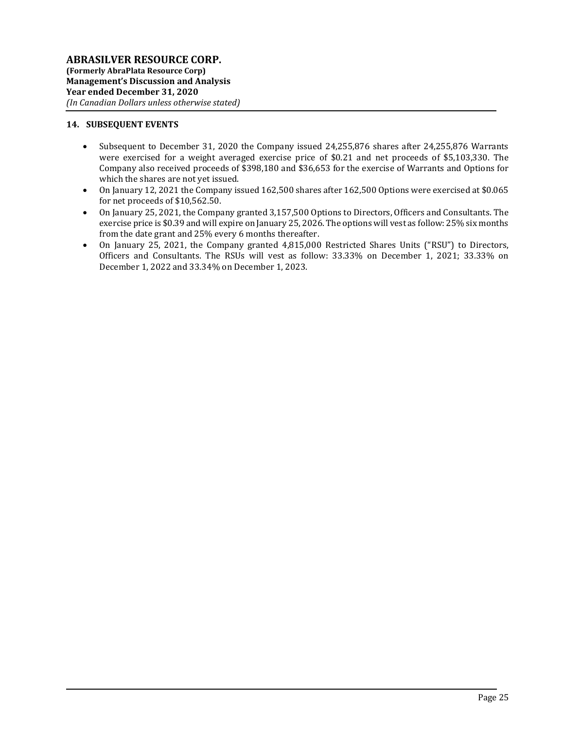## 14. SUBSEQUENT EVENTS

- Subsequent to December 31, 2020 the Company issued 24,255,876 shares after 24,255,876 Warrants were exercised for a weight averaged exercise price of $0.21 and net proceeds of $5,103,330. The Company also received proceeds of $398,180 and $36,653 for the exercise of Warrants and Options for which the shares are not yet issued.
- On January 12, 2021 the Company issued 162,500 shares after 162,500 Options were exercised at $0.065 for net proceeds of $10,562.50.
- On January 25, 2021, the Company granted 3,157,500 Options to Directors, Officers and Consultants. The exercise price is $0.39 and will expire on January 25, 2026. The options will vest as follow: 25% six months from the date grant and 25% every 6 months thereafter.
- On January 25, 2021, the Company granted 4,815,000 Restricted Shares Units ("RSU") to Directors, Officers and Consultants. The RSUs will vest as follow: 33.33% on December 1, 2021; 33.33% on December 1, 2022 and 33.34% on December 1, 2023.